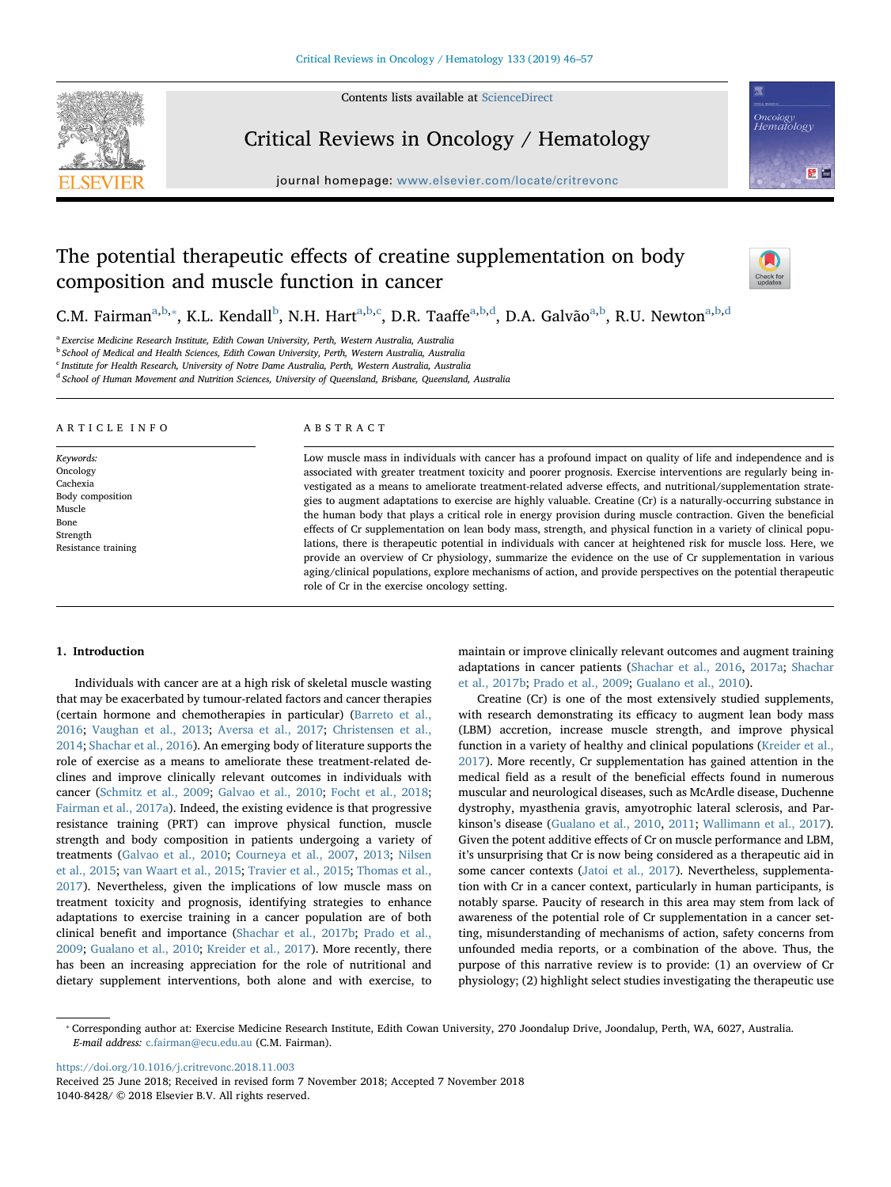# The potential therapeutic effects of creatine supplementation on body composition and muscle function in cancer

C.M. Fairman[a,b,*], K.L. Kendall[b], N.H. Hart[a,b,c], D.R. Taaffe[a,b,d], D.A. Galvão[a,b], R.U. Newton[a,b,d]

[a] Exercise Medicine Research Institute, Edith Cowan University, Perth, Western Australia, Australia
[b] School of Medical and Health Sciences, Edith Cowan University, Perth, Western Australia, Australia
[c] Institute for Health Research, University of Notre Dame Australia, Perth, Western Australia, Australia
[d] School of Human Movement and Nutrition Sciences, University of Queensland, Brisbane, Queensland, Australia

## ARTICLE INFO

*Keywords:*
Oncology
Cachexia
Body composition
Muscle
Bone
Strength
Resistance training

## ABSTRACT

Low muscle mass in individuals with cancer has a profound impact on quality of life and independence and is associated with greater treatment toxicity and poorer prognosis. Exercise interventions are regularly being investigated as a means to ameliorate treatment-related adverse effects, and nutritional/supplementation strategies to augment adaptations to exercise are highly valuable. Creatine (Cr) is a naturally-occurring substance in the human body that plays a critical role in energy provision during muscle contraction. Given the beneficial effects of Cr supplementation on lean body mass, strength, and physical function in a variety of clinical populations, there is therapeutic potential in individuals with cancer at heightened risk for muscle loss. Here, we provide an overview of Cr physiology, summarize the evidence on the use of Cr supplementation in various aging/clinical populations, explore mechanisms of action, and provide perspectives on the potential therapeutic role of Cr in the exercise oncology setting.

## 1. Introduction

Individuals with cancer are at a high risk of skeletal muscle wasting that may be exacerbated by tumour-related factors and cancer therapies (certain hormone and chemotherapies in particular) (Barreto et al., 2016; Vaughan et al., 2013; Aversa et al., 2017; Christensen et al., 2014; Shachar et al., 2016). An emerging body of literature supports the role of exercise as a means to ameliorate these treatment-related declines and improve clinically relevant outcomes in individuals with cancer (Schmitz et al., 2009; Galvao et al., 2010; Focht et al., 2018; Fairman et al., 2017a). Indeed, the existing evidence is that progressive resistance training (PRT) can improve physical function, muscle strength and body composition in patients undergoing a variety of treatments (Galvao et al., 2010; Courneya et al., 2007, 2013; Nilsen et al., 2015; van Waart et al., 2015; Travier et al., 2015; Thomas et al., 2017). Nevertheless, given the implications of low muscle mass on treatment toxicity and prognosis, identifying strategies to enhance adaptations to exercise training in a cancer population are of both clinical benefit and importance (Shachar et al., 2017b; Prado et al., 2009; Gualano et al., 2010; Kreider et al., 2017). More recently, there has been an increasing appreciation for the role of nutritional and dietary supplement interventions, both alone and with exercise, to maintain or improve clinically relevant outcomes and augment training adaptations in cancer patients (Shachar et al., 2016, 2017a; Shachar et al., 2017b; Prado et al., 2009; Gualano et al., 2010).

Creatine (Cr) is one of the most extensively studied supplements, with research demonstrating its efficacy to augment lean body mass (LBM) accretion, increase muscle strength, and improve physical function in a variety of healthy and clinical populations (Kreider et al., 2017). More recently, Cr supplementation has gained attention in the medical field as a result of the beneficial effects found in numerous muscular and neurological diseases, such as McArdle disease, Duchenne dystrophy, myasthenia gravis, amyotrophic lateral sclerosis, and Parkinson's disease (Gualano et al., 2010, 2011; Wallimann et al., 2017). Given the potent additive effects of Cr on muscle performance and LBM, it's unsurprising that Cr is now being considered as a therapeutic aid in some cancer contexts (Jatoi et al., 2017). Nevertheless, supplementation with Cr in a cancer context, particularly in human participants, is notably sparse. Paucity of research in this area may stem from lack of awareness of the potential role of Cr supplementation in a cancer setting, misunderstanding of mechanisms of action, safety concerns from unfounded media reports, or a combination of the above. Thus, the purpose of this narrative review is to provide: (1) an overview of Cr physiology; (2) highlight select studies investigating the therapeutic use

* Corresponding author at: Exercise Medicine Research Institute, Edith Cowan University, 270 Joondalup Drive, Joondalup, Perth, WA, 6027, Australia.
*E-mail address:* c.fairman@ecu.edu.au (C.M. Fairman).

https://doi.org/10.1016/j.critrevonc.2018.11.003
Received 25 June 2018; Received in revised form 7 November 2018; Accepted 7 November 2018
1040-8428/ © 2018 Elsevier B.V. All rights reserved.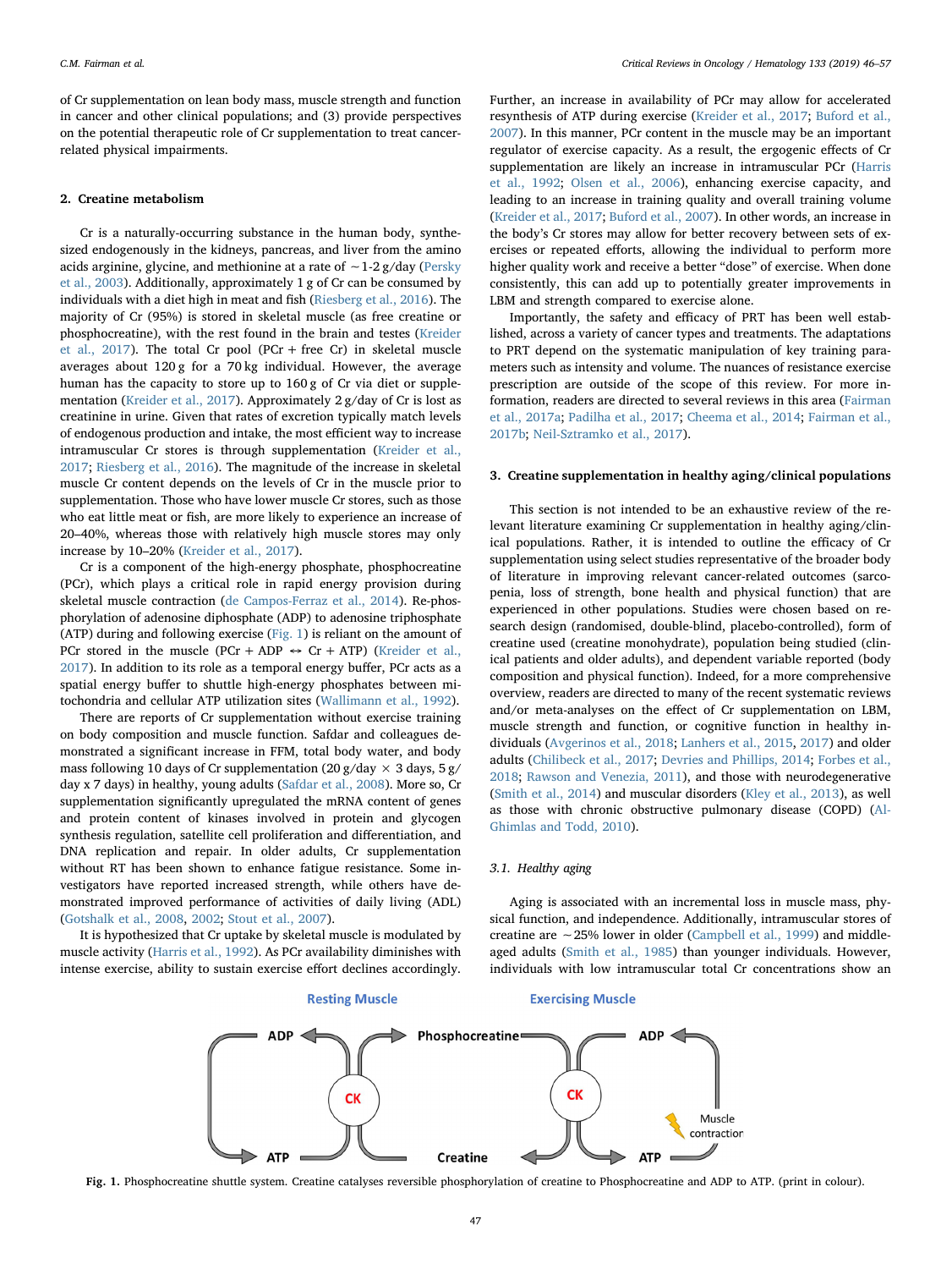of Cr supplementation on lean body mass, muscle strength and function in cancer and other clinical populations; and (3) provide perspectives on the potential therapeutic role of Cr supplementation to treat cancer-related physical impairments.

## 2. Creatine metabolism

Cr is a naturally-occurring substance in the human body, synthesized endogenously in the kidneys, pancreas, and liver from the amino acids arginine, glycine, and methionine at a rate of ~1-2 g/day (Persky et al., 2003). Additionally, approximately 1 g of Cr can be consumed by individuals with a diet high in meat and fish (Riesberg et al., 2016). The majority of Cr (95%) is stored in skeletal muscle (as free creatine or phosphocreatine), with the rest found in the brain and testes (Kreider et al., 2017). The total Cr pool (PCr + free Cr) in skeletal muscle averages about 120 g for a 70 kg individual. However, the average human has the capacity to store up to 160 g of Cr via diet or supplementation (Kreider et al., 2017). Approximately 2 g/day of Cr is lost as creatinine in urine. Given that rates of excretion typically match levels of endogenous production and intake, the most efficient way to increase intramuscular Cr stores is through supplementation (Kreider et al., 2017; Riesberg et al., 2016). The magnitude of the increase in skeletal muscle Cr content depends on the levels of Cr in the muscle prior to supplementation. Those who have lower muscle Cr stores, such as those who eat little meat or fish, are more likely to experience an increase of 20–40%, whereas those with relatively high muscle stores may only increase by 10–20% (Kreider et al., 2017).

Cr is a component of the high-energy phosphate, phosphocreatine (PCr), which plays a critical role in rapid energy provision during skeletal muscle contraction (de Campos-Ferraz et al., 2014). Re-phosphorylation of adenosine diphosphate (ADP) to adenosine triphosphate (ATP) during and following exercise (Fig. 1) is reliant on the amount of PCr stored in the muscle (PCr + ADP ↔ Cr + ATP) (Kreider et al., 2017). In addition to its role as a temporal energy buffer, PCr acts as a spatial energy buffer to shuttle high-energy phosphates between mitochondria and cellular ATP utilization sites (Wallimann et al., 1992).

There are reports of Cr supplementation without exercise training on body composition and muscle function. Safdar and colleagues demonstrated a significant increase in FFM, total body water, and body mass following 10 days of Cr supplementation (20 g/day × 3 days, 5 g/day x 7 days) in healthy, young adults (Safdar et al., 2008). More so, Cr supplementation significantly upregulated the mRNA content of genes and protein content of kinases involved in protein and glycogen synthesis regulation, satellite cell proliferation and differentiation, and DNA replication and repair. In older adults, Cr supplementation without RT has been shown to enhance fatigue resistance. Some investigators have reported increased strength, while others have demonstrated improved performance of activities of daily living (ADL) (Gotshalk et al., 2008, 2002; Stout et al., 2007).

It is hypothesized that Cr uptake by skeletal muscle is modulated by muscle activity (Harris et al., 1992). As PCr availability diminishes with intense exercise, ability to sustain exercise effort declines accordingly. Further, an increase in availability of PCr may allow for accelerated resynthesis of ATP during exercise (Kreider et al., 2017; Buford et al., 2007). In this manner, PCr content in the muscle may be an important regulator of exercise capacity. As a result, the ergogenic effects of Cr supplementation are likely an increase in intramuscular PCr (Harris et al., 1992; Olsen et al., 2006), enhancing exercise capacity, and leading to an increase in training quality and overall training volume (Kreider et al., 2017; Buford et al., 2007). In other words, an increase in the body's Cr stores may allow for better recovery between sets of exercises or repeated efforts, allowing the individual to perform more higher quality work and receive a better "dose" of exercise. When done consistently, this can add up to potentially greater improvements in LBM and strength compared to exercise alone.

Importantly, the safety and efficacy of PRT has been well established, across a variety of cancer types and treatments. The adaptations to PRT depend on the systematic manipulation of key training parameters such as intensity and volume. The nuances of resistance exercise prescription are outside of the scope of this review. For more information, readers are directed to several reviews in this area (Fairman et al., 2017a; Padilha et al., 2017; Cheema et al., 2014; Fairman et al., 2017b; Neil-Sztramko et al., 2017).

## 3. Creatine supplementation in healthy aging/clinical populations

This section is not intended to be an exhaustive review of the relevant literature examining Cr supplementation in healthy aging/clinical populations. Rather, it is intended to outline the efficacy of Cr supplementation using select studies representative of the broader body of literature in improving relevant cancer-related outcomes (sarcopenia, loss of strength, bone health and physical function) that are experienced in other populations. Studies were chosen based on research design (randomised, double-blind, placebo-controlled), form of creatine used (creatine monohydrate), population being studied (clinical patients and older adults), and dependent variable reported (body composition and physical function). Indeed, for a more comprehensive overview, readers are directed to many of the recent systematic reviews and/or meta-analyses on the effect of Cr supplementation on LBM, muscle strength and function, or cognitive function in healthy individuals (Avgerinos et al., 2018; Lanhers et al., 2015, 2017) and older adults (Chilibeck et al., 2017; Devries and Phillips, 2014; Forbes et al., 2018; Rawson and Venezia, 2011), and those with neurodegenerative (Smith et al., 2014) and muscular disorders (Kley et al., 2013), as well as those with chronic obstructive pulmonary disease (COPD) (Al-Ghimlas and Todd, 2010).

### 3.1. Healthy aging

Aging is associated with an incremental loss in muscle mass, physical function, and independence. Additionally, intramuscular stores of creatine are ~25% lower in older (Campbell et al., 1999) and middle-aged adults (Smith et al., 1985) than younger individuals. However, individuals with low intramuscular total Cr concentrations show an

Resting Muscle | Exercising Muscle

ADP, ATP, CK, Phosphocreatine, Creatine, ADP, ATP, CK, Muscle contraction

**Fig. 1.** Phosphocreatine shuttle system. Creatine catalyses reversible phosphorylation of creatine to Phosphocreatine and ADP to ATP. (print in colour).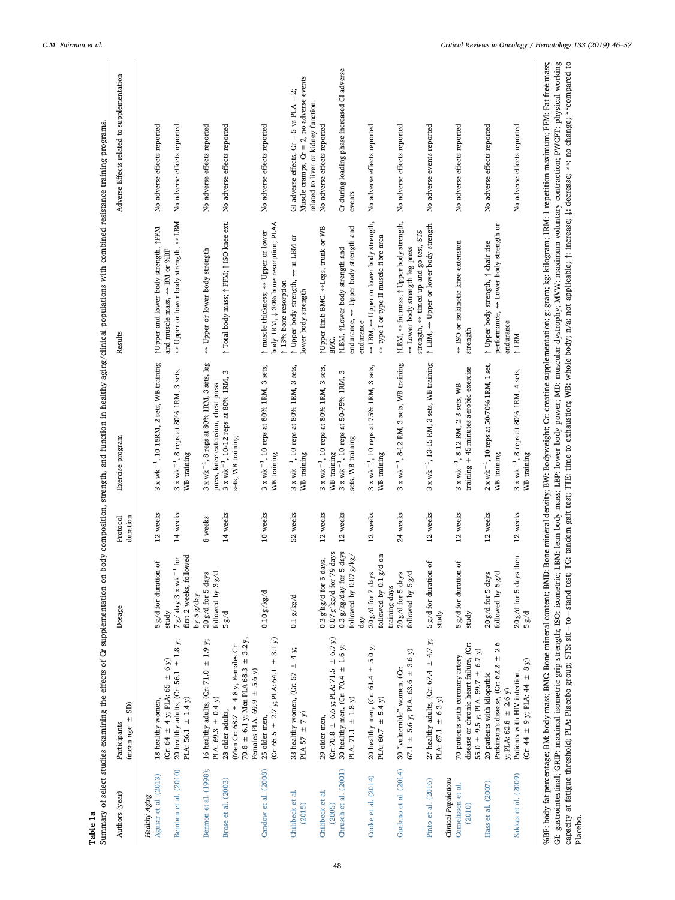**Table 1a**

Summary of select studies examining the effects of Cr supplementation on body composition, strength, and function in healthy aging/clinical populations with combined resistance training programs.

| Authors (year) | Participants (mean age ± SD) | Dosage | Protocol duration | Exercise program | Results | Adverse Effects related to supplementation |
|---|---|---|---|---|---|---|
| *Healthy Aging* | | | | | | |
| Aguiar et al. (2013) | 18 healthy women, (Cr: 64 ± 4 y; PLA: 65 ± 6 y) | 5 g/d for duration of study | 12 weeks | 3 x wk$^{-1}$, 10-15RM, 2 sets, WB training | ↑Upper and lower body strength, ↑FFM and muscle mass, ↔ BM or %BF | No adverse effects reported |
| Bemben et al. (2010) | 20 healthy adults, (Cr: 56.1 ± 1.8 y; PLA: 56.1 ± 1.4 y) | 7 g/ day 3 x wk$^{-1}$ for first 2 weeks, followed by 5 g/day | 14 weeks | 3 x wk$^{-1}$, 8 reps at 80% 1RM, 3 sets, WB training | ↔ Upper or lower body strength, ↔ LBM | No adverse effects reported |
| Bermon et al. (1998); | 16 healthy adults, (Cr: 71.0 ± 1.9 y; PLA: 69.3 ± 0.4 y) | 20 g/d for 5 days followed by 3 g/d | 8 weeks | 3 x wk$^{-1}$, 8 reps at 80% 1RM, 3 sets, leg press, knee extension, chest press | ↔ Upper or lower body strength | No adverse effects reported |
| Brose et al. (2003) | 28 older adults, (Men Cr: 68.7 ± 4.8 y, Females Cr: 70.8 ± 6.1 y; Men PLA 68.3 ± 3.2 y, Females PLA: 69.9 ± 5.6 y) | 5 g/d | 14 weeks | 3 x wk$^{-1}$, 10-12 reps at 80% 1RM, 3 sets, WB training | ↑ Total body mass; ↑ FFM; ↑ ISO knee ext. | No adverse effects reported |
| Candow et al. (2008) | 25 older men, (Cr: 65.5 ± 2.7 y; PLA: 64.1 ± 3.1 y) | 0.10 g/kg/d | 10 weeks | 3 x wk$^{-1}$, 10 reps at 80% 1RM, 3 sets, WB training | ↑ muscle thickness; ↔ Upper or lower body 1RM, ↓ 30% bone resorption, PLA ↑ 13% bone resorption | No adverse effects reported |
| Chilibeck et al. (2015) | 33 healthy women, (Cr: 57 ± 4 y; PLA 57 ± 7 y) | 0.1 g/kg/d | 52 weeks | 3 x wk$^{-1}$, 10 reps at 80% 1RM, 3 sets, WB training | ↑ Upper body strength, ↔ in LBM or lower body strength | GI adverse effects, Cr = 5 vs PLA = 2; Muscle cramps, Cr = 2, no adverse events related to liver or kidney function. |
| Chilibeck et al. (2005) | 29 older men, (Cr: 70.8 ± 6.6 y; PLA: 71.5 ± 6.7 y) | 0.3 g/kg/d for 5 days, 0.07 g/kg/d for 79 days | 12 weeks | 3 x wk$^{-1}$, 10 reps at 80% 1RM, 3 sets, WB training | ↑Upper limb BMC. ↔Legs, trunk or WB BMC. | No adverse effects reported |
| Chrusch et al. (2001) | 30 healthy men, (Cr: 70.4 ± 1.6 y; PLA: 71.1 ± 1.8 y) | 0.3 g/kg/day for 5 days followed by 0.07 g/kg/day | 12 weeks | 3 x wk$^{-1}$, 10 reps at 50-75% 1RM, 3 sets, WB training | ↑LBM, ↑Lower body strength and endurance, ↔ Upper body strength and endurance | Cr during loading phase increased GI adverse events |
| Cooke et al. (2014) | 20 healthy men, (Cr: 61.4 ± 5.0 y; PLA: 60.7 ± 5.4 y) | 20 g/d for 7 days followed by 0.1 g/d on training days | 12 weeks | 3 x wk$^{-1}$, 10 reps at 75% 1RM, 3 sets, WB training | ↔ LBM, ↔ Upper or lower body strength, ↔ type I or type II muscle fibre area | No adverse effects reported |
| Gualano et al. (2014) | 30 "vulnerable" women, (Cr: 67.1 ± 5.6 y; PLA: 63.6 ± 3.6 y) | 20 g/d for 5 days followed by 5 g/d | 24 weeks | 3 x wk$^{-1}$, 8-12 RM, 3 sets, WB training | ↑LBM, ↔ fat mass, ↑ Upper body strength, ↔ Lower body strength leg press strength, ↔ timed up and go test, STS | No adverse effects reported |
| Pinto et al. (2016) | 27 healthy adults, (Cr: 67.4 ± 4.7 y; PLA: 67.1 ± 6.3 y) | 5 g/d for duration of study | 12 weeks | 3 x wk$^{-1}$, 13-15 RM, 3 sets, WB training | ↑ LBM, ↔ Upper or lower body strength | No adverse events reported |
| *Clinical Populations* | | | | | | |
| Cornelissen et al. (2010) | 70 patients with coronary artery disease or chronic heart failure, (Cr: 55.0 ± 9.5 y; PLA: 59.7 ± 6.7 y) | 5 g/d for duration of study | 12 weeks | 3 x wk$^{-1}$, 8-12 RM, 2-3 sets, WB training + 45 minutes aerobic exercise | ↔ ISO or isokinetic knee extension strength | No adverse effects reported |
| Hass et al. (2007) | 20 patients with idiopathic Parkinson's disease, (Cr: 62.2 ± 2.6 y; PLA: 62.8 ± 2.6 y) | 20 g/d for 5 days followed by 5 g/d | 12 weeks | 2 x wk$^{-1}$, 10 reps at 50-70% 1RM, 1 set, WB training | ↑ Upper body strength, ↑ chair rise performance, ↔ Lower body strength or endurance | No adverse effects reported |
| Sakkas et al. (2009) | Patients with HIV infection, (Cr: 44 ± 9 y; PLA: 44 ± 8 y) | 20 g/d for 5 days then 5 g/d | 12 weeks | 3 x wk$^{-1}$, 8 reps at 80% 1RM, 4 sets, WB training | ↑ LBM | No adverse effects reported |

%BF: body fat percentage; BM: body mass; BMC: Bone mineral content; BMD: Bone mineral density; BW: Bodyweight; Cr: creatine supplementation; g: gram; kg: kilogram; 1RM: 1 repetition maximum; FFM: Fat free mass; GI: gastrointestinal; GRIP: maximal isometric grip strength; ISO: isometric; LBM: lean body mass; LBP: lower body power; MD: muscular dystrophy; MVW: maximum voluntary contraction; PWCFT: physical working capacity at fatigue threshold; PLA: Placebo group; STS: sit−to−stand test; TG: tandem gait test; TTE: time to exhaustion; WB: whole body; n/a: not applicable; ↑: increase; ↓: decrease; ↔: no change; **compared to Placebo.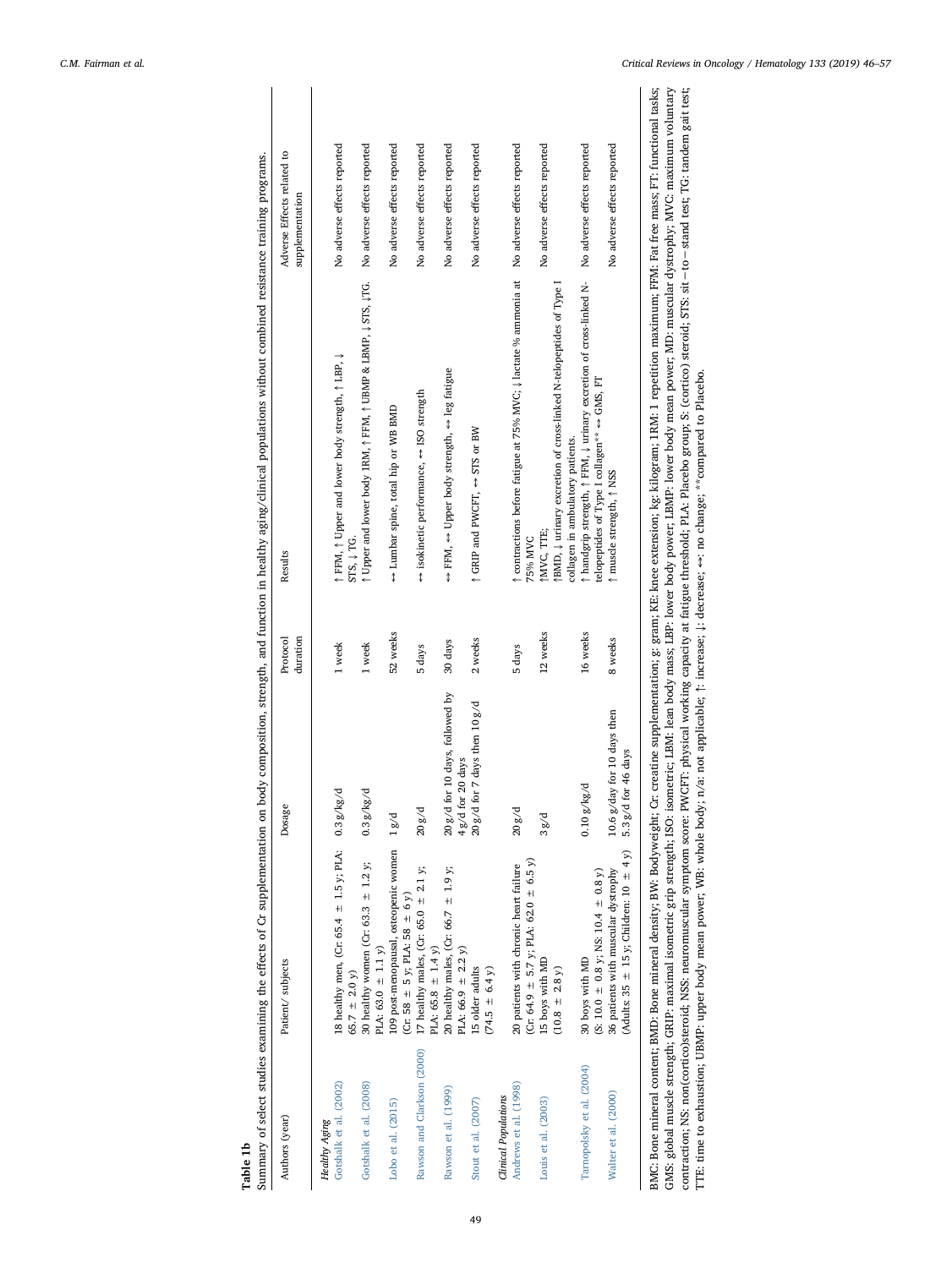**Table 1b**

Summary of select studies examining the effects of Cr supplementation on body composition, strength, and function in healthy aging/clinical populations without combined resistance training programs.

| Authors (year) | Patient/ subjects | Dosage | Protocol duration | Results | Adverse Effects related to supplementation |
|---|---|---|---|---|---|
| *Healthy Aging* | | | | | |
| Gotshalk et al. (2002) | 18 healthy men, (Cr: 65.4 ± 1.5 y; PLA: 65.7 ± 2.0 y) | 0.3 g/kg/d | 1 week | ↑ FFM, ↑ Upper and lower body strength, ↑ LBP, ↓ STS, ↓ TG. | No adverse effects reported |
| Gotshalk et al. (2008) | 30 healthy women (Cr: 63.3 ± 1.2 y; PLA: 63.0 ± 1.1 y) | 0.3 g/kg/d | 1 week | ↑ Upper and lower body 1RM, ↑ FFM, ↑ UBMP & LBMP, ↓ STS, ↓TG. | No adverse effects reported |
| Lobo et al. (2015) | 109 post-menopausal, osteopenic women (Cr: 58 ± 5 y; PLA: 58 ± 6 y) | 1 g/d | 52 weeks | ↔ Lumbar spine, total hip or WB BMD | No adverse effects reported |
| Rawson and Clarkson (2000) | 17 healthy males, (Cr: 65.0 ± 2.1 y; PLA: 65.8 ± 1.4 y) | 20 g/d | 5 days | ↔ isokinetic performance, ↔ ISO strength | No adverse effects reported |
| Rawson et al. (1999) | 20 healthy males, (Cr: 66.7 ± 1.9 y; PLA: 66.9 ± 2.2 y) | 20 g/d for 10 days, followed by 4 g/d for 20 days | 30 days | ↔ FFM, ↔ Upper body strength, ↔ leg fatigue | No adverse effects reported |
| Stout et al. (2007) | 15 older adults (74.5 ± 6.4 y) | 20 g/d for 7 days then 10 g/d | 2 weeks | ↑ GRIP and PWCFT, ↔ STS or BW | No adverse effects reported |
| *Clinical Populations* | | | | | |
| Andrews et al. (1998) | 20 patients with chronic heart failure (Cr. 64.9 ± 5.7 y; PLA: 62.0 ± 6.5 y) | 20 g/d | 5 days | ↑ contractions before fatigue at 75% MVC; ↓ lactate % ammonia at 75% MVC | No adverse effects reported |
| Louis et al. (2003) | 15 boys with MD (10.8 ± 2.8 y) | 3 g/d | 12 weeks | ↑MVC, TTE; ↑BMD, ↓ urinary excretion of cross-linked N-telopeptides of Type I collagen in ambulatory patients. | No adverse effects reported |
| Tarnopolsky et al. (2004) | 30 boys with MD (S: 10.0 ± 0.8 y; NS: 10.4 ± 0.8 y) | 0.10 g/kg/d | 16 weeks | ↑ handgrip strength, ↑ FFM, ↓ urinary excretion of cross-linked N-telopeptides of Type I collagen** ↔ GMS, FT | No adverse effects reported |
| Walter et al. (2000) | 36 patients with muscular dystrophy (Adults: 35 ± 15 y; Children: 10 ± 4 y) | 10.6 g/day for 10 days then 5.3 g/d for 46 days | 8 weeks | ↑ muscle strength, ↑ NSS | No adverse effects reported |

BMC: Bone mineral content; BMD: Bone mineral density; BW: Bodyweight; Cr: creatine supplementation; g: gram; KE: knee extension; kg: kilogram; 1RM: 1 repetition maximum; FFM: Fat free mass; FT: functional tasks; GMS: global muscle strength; GRIP: maximal isometric grip strength; ISO: isometric; LBM: lean body mass; LBP: lower body power; LBMP: lower body mean power; MD: muscular dystrophy; MVC: maximum voluntary contraction; NS: non(cortico)steroid; NSS: neuromuscular symptom score: PWCFT: physical working capacity at fatigue threshold; PLA: Placebo group; S: (cortico) steroid; STS: sit−to−stand test; TG: tandem gait test; TTE: time to exhaustion; UBMP: upper body mean power; WB: whole body; n/a: not applicable; ↑: increase; ↓: decrease; ↔: no change; **compared to Placebo.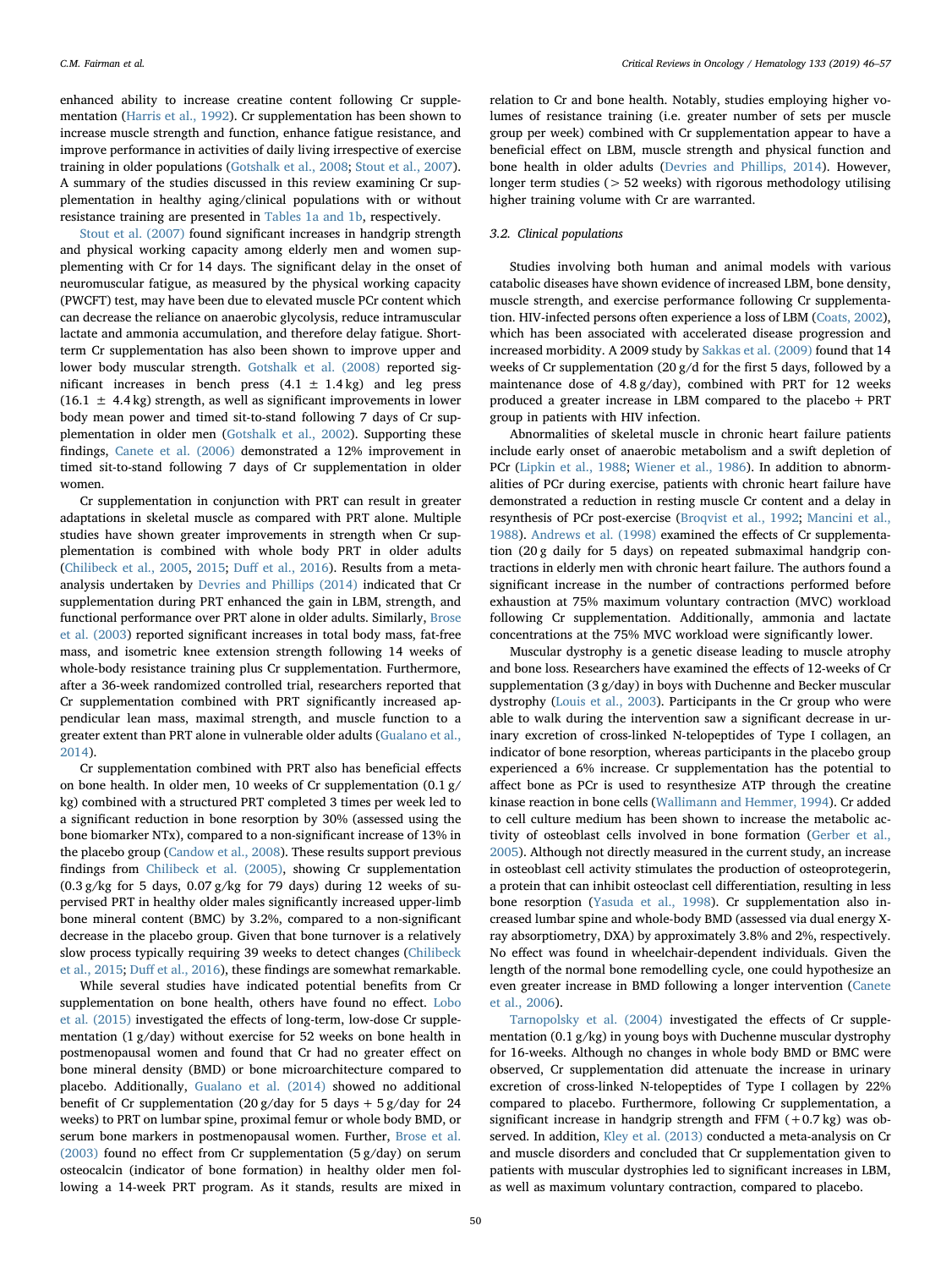enhanced ability to increase creatine content following Cr supplementation (Harris et al., 1992). Cr supplementation has been shown to increase muscle strength and function, enhance fatigue resistance, and improve performance in activities of daily living irrespective of exercise training in older populations (Gotshalk et al., 2008; Stout et al., 2007). A summary of the studies discussed in this review examining Cr supplementation in healthy aging/clinical populations with or without resistance training are presented in Tables 1a and 1b, respectively.

Stout et al. (2007) found significant increases in handgrip strength and physical working capacity among elderly men and women supplementing with Cr for 14 days. The significant delay in the onset of neuromuscular fatigue, as measured by the physical working capacity (PWCFT) test, may have been due to elevated muscle PCr content which can decrease the reliance on anaerobic glycolysis, reduce intramuscular lactate and ammonia accumulation, and therefore delay fatigue. Short-term Cr supplementation has also been shown to improve upper and lower body muscular strength. Gotshalk et al. (2008) reported significant increases in bench press (4.1 ± 1.4 kg) and leg press (16.1 ± 4.4 kg) strength, as well as significant improvements in lower body mean power and timed sit-to-stand following 7 days of Cr supplementation in older men (Gotshalk et al., 2002). Supporting these findings, Canete et al. (2006) demonstrated a 12% improvement in timed sit-to-stand following 7 days of Cr supplementation in older women.

Cr supplementation in conjunction with PRT can result in greater adaptations in skeletal muscle as compared with PRT alone. Multiple studies have shown greater improvements in strength when Cr supplementation is combined with whole body PRT in older adults (Chilibeck et al., 2005, 2015; Duff et al., 2016). Results from a meta-analysis undertaken by Devries and Phillips (2014) indicated that Cr supplementation during PRT enhanced the gain in LBM, strength, and functional performance over PRT alone in older adults. Similarly, Brose et al. (2003) reported significant increases in total body mass, fat-free mass, and isometric knee extension strength following 14 weeks of whole-body resistance training plus Cr supplementation. Furthermore, after a 36-week randomized controlled trial, researchers reported that Cr supplementation combined with PRT significantly increased appendicular lean mass, maximal strength, and muscle function to a greater extent than PRT alone in vulnerable older adults (Gualano et al., 2014).

Cr supplementation combined with PRT also has beneficial effects on bone health. In older men, 10 weeks of Cr supplementation (0.1 g/kg) combined with a structured PRT completed 3 times per week led to a significant reduction in bone resorption by 30% (assessed using the bone biomarker NTx), compared to a non-significant increase of 13% in the placebo group (Candow et al., 2008). These results support previous findings from Chilibeck et al. (2005), showing Cr supplementation (0.3 g/kg for 5 days, 0.07 g/kg for 79 days) during 12 weeks of supervised PRT in healthy older males significantly increased upper-limb bone mineral content (BMC) by 3.2%, compared to a non-significant decrease in the placebo group. Given that bone turnover is a relatively slow process typically requiring 39 weeks to detect changes (Chilibeck et al., 2015; Duff et al., 2016), these findings are somewhat remarkable.

While several studies have indicated potential benefits from Cr supplementation on bone health, others have found no effect. Lobo et al. (2015) investigated the effects of long-term, low-dose Cr supplementation (1 g/day) without exercise for 52 weeks on bone health in postmenopausal women and found that Cr had no greater effect on bone mineral density (BMD) or bone microarchitecture compared to placebo. Additionally, Gualano et al. (2014) showed no additional benefit of Cr supplementation (20 g/day for 5 days + 5 g/day for 24 weeks) to PRT on lumbar spine, proximal femur or whole body BMD, or serum bone markers in postmenopausal women. Further, Brose et al. (2003) found no effect from Cr supplementation (5 g/day) on serum osteocalcin (indicator of bone formation) in healthy older men following a 14-week PRT program. As it stands, results are mixed in relation to Cr and bone health. Notably, studies employing higher volumes of resistance training (i.e. greater number of sets per muscle group per week) combined with Cr supplementation appear to have a beneficial effect on LBM, muscle strength and physical function and bone health in older adults (Devries and Phillips, 2014). However, longer term studies (> 52 weeks) with rigorous methodology utilising higher training volume with Cr are warranted.

### 3.2. Clinical populations

Studies involving both human and animal models with various catabolic diseases have shown evidence of increased LBM, bone density, muscle strength, and exercise performance following Cr supplementation. HIV-infected persons often experience a loss of LBM (Coats, 2002), which has been associated with accelerated disease progression and increased morbidity. A 2009 study by Sakkas et al. (2009) found that 14 weeks of Cr supplementation (20 g/d for the first 5 days, followed by a maintenance dose of 4.8 g/day), combined with PRT for 12 weeks produced a greater increase in LBM compared to the placebo + PRT group in patients with HIV infection.

Abnormalities of skeletal muscle in chronic heart failure patients include early onset of anaerobic metabolism and a swift depletion of PCr (Lipkin et al., 1988; Wiener et al., 1986). In addition to abnormalities of PCr during exercise, patients with chronic heart failure have demonstrated a reduction in resting muscle Cr content and a delay in resynthesis of PCr post-exercise (Broqvist et al., 1992; Mancini et al., 1988). Andrews et al. (1998) examined the effects of Cr supplementation (20 g daily for 5 days) on repeated submaximal handgrip contractions in elderly men with chronic heart failure. The authors found a significant increase in the number of contractions performed before exhaustion at 75% maximum voluntary contraction (MVC) workload following Cr supplementation. Additionally, ammonia and lactate concentrations at the 75% MVC workload were significantly lower.

Muscular dystrophy is a genetic disease leading to muscle atrophy and bone loss. Researchers have examined the effects of 12-weeks of Cr supplementation (3 g/day) in boys with Duchenne and Becker muscular dystrophy (Louis et al., 2003). Participants in the Cr group who were able to walk during the intervention saw a significant decrease in urinary excretion of cross-linked N-telopeptides of Type I collagen, an indicator of bone resorption, whereas participants in the placebo group experienced a 6% increase. Cr supplementation has the potential to affect bone as PCr is used to resynthesize ATP through the creatine kinase reaction in bone cells (Wallimann and Hemmer, 1994). Cr added to cell culture medium has been shown to increase the metabolic activity of osteoblast cells involved in bone formation (Gerber et al., 2005). Although not directly measured in the current study, an increase in osteoblast cell activity stimulates the production of osteoprotegerin, a protein that can inhibit osteoclast cell differentiation, resulting in less bone resorption (Yasuda et al., 1998). Cr supplementation also increased lumbar spine and whole-body BMD (assessed via dual energy X-ray absorptiometry, DXA) by approximately 3.8% and 2%, respectively. No effect was found in wheelchair-dependent individuals. Given the length of the normal bone remodelling cycle, one could hypothesize an even greater increase in BMD following a longer intervention (Canete et al., 2006).

Tarnopolsky et al. (2004) investigated the effects of Cr supplementation (0.1 g/kg) in young boys with Duchenne muscular dystrophy for 16-weeks. Although no changes in whole body BMD or BMC were observed, Cr supplementation did attenuate the increase in urinary excretion of cross-linked N-telopeptides of Type I collagen by 22% compared to placebo. Furthermore, following Cr supplementation, a significant increase in handgrip strength and FFM (+0.7 kg) was observed. In addition, Kley et al. (2013) conducted a meta-analysis on Cr and muscle disorders and concluded that Cr supplementation given to patients with muscular dystrophies led to significant increases in LBM, as well as maximum voluntary contraction, compared to placebo.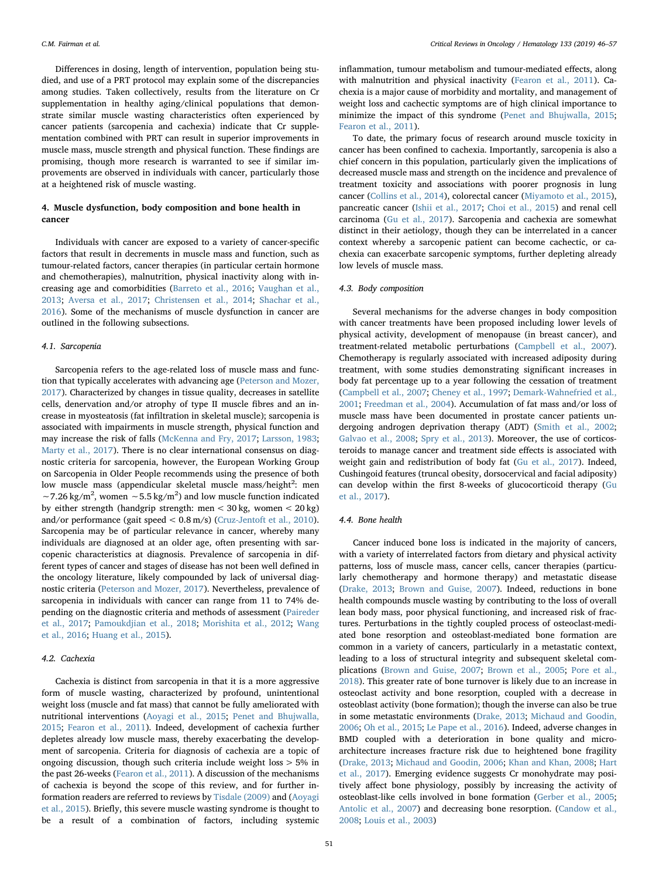Differences in dosing, length of intervention, population being studied, and use of a PRT protocol may explain some of the discrepancies among studies. Taken collectively, results from the literature on Cr supplementation in healthy aging/clinical populations that demonstrate similar muscle wasting characteristics often experienced by cancer patients (sarcopenia and cachexia) indicate that Cr supplementation combined with PRT can result in superior improvements in muscle mass, muscle strength and physical function. These findings are promising, though more research is warranted to see if similar improvements are observed in individuals with cancer, particularly those at a heightened risk of muscle wasting.

## 4. Muscle dysfunction, body composition and bone health in cancer

Individuals with cancer are exposed to a variety of cancer-specific factors that result in decrements in muscle mass and function, such as tumour-related factors, cancer therapies (in particular certain hormone and chemotherapies), malnutrition, physical inactivity along with increasing age and comorbidities (Barreto et al., 2016; Vaughan et al., 2013; Aversa et al., 2017; Christensen et al., 2014; Shachar et al., 2016). Some of the mechanisms of muscle dysfunction in cancer are outlined in the following subsections.

### 4.1. Sarcopenia

Sarcopenia refers to the age-related loss of muscle mass and function that typically accelerates with advancing age (Peterson and Mozer, 2017). Characterized by changes in tissue quality, decreases in satellite cells, denervation and/or atrophy of type II muscle fibres and an increase in myosteatosis (fat infiltration in skeletal muscle); sarcopenia is associated with impairments in muscle strength, physical function and may increase the risk of falls (McKenna and Fry, 2017; Larsson, 1983; Marty et al., 2017). There is no clear international consensus on diagnostic criteria for sarcopenia, however, the European Working Group on Sarcopenia in Older People recommends using the presence of both low muscle mass (appendicular skeletal muscle mass/height$^2$: men $\sim 7.26\ kg/m^2$, women $\sim 5.5\ kg/m^2$) and low muscle function indicated by either strength (handgrip strength: men < 30 kg, women < 20 kg) and/or performance (gait speed < 0.8 m/s) (Cruz-Jentoft et al., 2010). Sarcopenia may be of particular relevance in cancer, whereby many individuals are diagnosed at an older age, often presenting with sarcopenic characteristics at diagnosis. Prevalence of sarcopenia in different types of cancer and stages of disease has not been well defined in the oncology literature, likely compounded by lack of universal diagnostic criteria (Peterson and Mozer, 2017). Nevertheless, prevalence of sarcopenia in individuals with cancer can range from 11 to 74% depending on the diagnostic criteria and methods of assessment (Paireder et al., 2017; Pamoukdjian et al., 2018; Morishita et al., 2012; Wang et al., 2016; Huang et al., 2015).

### 4.2. Cachexia

Cachexia is distinct from sarcopenia in that it is a more aggressive form of muscle wasting, characterized by profound, unintentional weight loss (muscle and fat mass) that cannot be fully ameliorated with nutritional interventions (Aoyagi et al., 2015; Penet and Bhujwalla, 2015; Fearon et al., 2011). Indeed, development of cachexia further depletes already low muscle mass, thereby exacerbating the development of sarcopenia. Criteria for diagnosis of cachexia are a topic of ongoing discussion, though such criteria include weight loss > 5% in the past 26-weeks (Fearon et al., 2011). A discussion of the mechanisms of cachexia is beyond the scope of this review, and for further information readers are referred to reviews by Tisdale (2009) and (Aoyagi et al., 2015). Briefly, this severe muscle wasting syndrome is thought to be a result of a combination of factors, including systemic inflammation, tumour metabolism and tumour-mediated effects, along with malnutrition and physical inactivity (Fearon et al., 2011). Cachexia is a major cause of morbidity and mortality, and management of weight loss and cachectic symptoms are of high clinical importance to minimize the impact of this syndrome (Penet and Bhujwalla, 2015; Fearon et al., 2011).

To date, the primary focus of research around muscle toxicity in cancer has been confined to cachexia. Importantly, sarcopenia is also a chief concern in this population, particularly given the implications of decreased muscle mass and strength on the incidence and prevalence of treatment toxicity and associations with poorer prognosis in lung cancer (Collins et al., 2014), colorectal cancer (Miyamoto et al., 2015), pancreatic cancer (Ishii et al., 2017; Choi et al., 2015) and renal cell carcinoma (Gu et al., 2017). Sarcopenia and cachexia are somewhat distinct in their aetiology, though they can be interrelated in a cancer context whereby a sarcopenic patient can become cachectic, or cachexia can exacerbate sarcopenic symptoms, further depleting already low levels of muscle mass.

### 4.3. Body composition

Several mechanisms for the adverse changes in body composition with cancer treatments have been proposed including lower levels of physical activity, development of menopause (in breast cancer), and treatment-related metabolic perturbations (Campbell et al., 2007). Chemotherapy is regularly associated with increased adiposity during treatment, with some studies demonstrating significant increases in body fat percentage up to a year following the cessation of treatment (Campbell et al., 2007; Cheney et al., 1997; Demark-Wahnefried et al., 2001; Freedman et al., 2004). Accumulation of fat mass and/or loss of muscle mass have been documented in prostate cancer patients undergoing androgen deprivation therapy (ADT) (Smith et al., 2002; Galvao et al., 2008; Spry et al., 2013). Moreover, the use of corticosteroids to manage cancer and treatment side effects is associated with weight gain and redistribution of body fat (Gu et al., 2017). Indeed, Cushingoid features (truncal obesity, dorsocervical and facial adiposity) can develop within the first 8-weeks of glucocorticoid therapy (Gu et al., 2017).

### 4.4. Bone health

Cancer induced bone loss is indicated in the majority of cancers, with a variety of interrelated factors from dietary and physical activity patterns, loss of muscle mass, cancer cells, cancer therapies (particularly chemotherapy and hormone therapy) and metastatic disease (Drake, 2013; Brown and Guise, 2007). Indeed, reductions in bone health compounds muscle wasting by contributing to the loss of overall lean body mass, poor physical functioning, and increased risk of fractures. Perturbations in the tightly coupled process of osteoclast-mediated bone resorption and osteoblast-mediated bone formation are common in a variety of cancers, particularly in a metastatic context, leading to a loss of structural integrity and subsequent skeletal complications (Brown and Guise, 2007; Brown et al., 2005; Pore et al., 2018). This greater rate of bone turnover is likely due to an increase in osteoclast activity and bone resorption, coupled with a decrease in osteoblast activity (bone formation); though the inverse can also be true in some metastatic environments (Drake, 2013; Michaud and Goodin, 2006; Oh et al., 2015; Le Pape et al., 2016). Indeed, adverse changes in BMD coupled with a deterioration in bone quality and microarchitecture increases fracture risk due to heightened bone fragility (Drake, 2013; Michaud and Goodin, 2006; Khan and Khan, 2008; Hart et al., 2017). Emerging evidence suggests Cr monohydrate may positively affect bone physiology, possibly by increasing the activity of osteoblast-like cells involved in bone formation (Gerber et al., 2005; Antolic et al., 2007) and decreasing bone resorption. (Candow et al., 2008; Louis et al., 2003)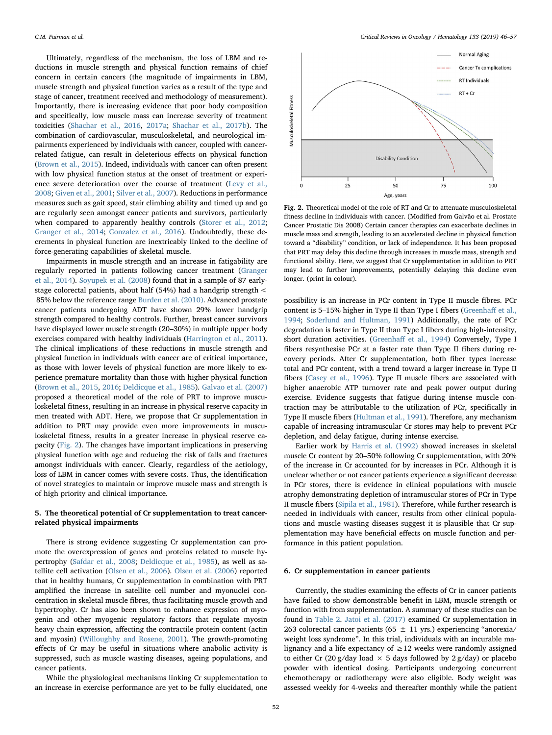Ultimately, regardless of the mechanism, the loss of LBM and reductions in muscle strength and physical function remains of chief concern in certain cancers (the magnitude of impairments in LBM, muscle strength and physical function varies as a result of the type and stage of cancer, treatment received and methodology of measurement). Importantly, there is increasing evidence that poor body composition and specifically, low muscle mass can increase severity of treatment toxicities (Shachar et al., 2016, 2017a; Shachar et al., 2017b). The combination of cardiovascular, musculoskeletal, and neurological impairments experienced by individuals with cancer, coupled with cancer-related fatigue, can result in deleterious effects on physical function (Brown et al., 2015). Indeed, individuals with cancer can often present with low physical function status at the onset of treatment or experience severe deterioration over the course of treatment (Levy et al., 2008; Given et al., 2001; Silver et al., 2007). Reductions in performance measures such as gait speed, stair climbing ability and timed up and go are regularly seen amongst cancer patients and survivors, particularly when compared to apparently healthy controls (Storer et al., 2012; Granger et al., 2014; Gonzalez et al., 2016). Undoubtedly, these decrements in physical function are inextricably linked to the decline of force-generating capabilities of skeletal muscle.

Impairments in muscle strength and an increase in fatigability are regularly reported in patients following cancer treatment (Granger et al., 2014). Soyupek et al. (2008) found that in a sample of 87 early-stage colorectal patients, about half (54%) had a handgrip strength < 85% below the reference range Burden et al. (2010). Advanced prostate cancer patients undergoing ADT have shown 29% lower handgrip strength compared to healthy controls. Further, breast cancer survivors have displayed lower muscle strength (20–30%) in multiple upper body exercises compared with healthy individuals (Harrington et al., 2011). The clinical implications of these reductions in muscle strength and physical function in individuals with cancer are of critical importance, as those with lower levels of physical function are more likely to experience premature mortality than those with higher physical function (Brown et al., 2015, 2016; Deldicque et al., 1985). Galvao et al. (2007) proposed a theoretical model of the role of PRT to improve musculoskeletal fitness, resulting in an increase in physical reserve capacity in men treated with ADT. Here, we propose that Cr supplementation in addition to PRT may provide even more improvements in musculoskeletal fitness, results in a greater increase in physical reserve capacity (Fig. 2). The changes have important implications in preserving physical function with age and reducing the risk of falls and fractures amongst individuals with cancer. Clearly, regardless of the aetiology, loss of LBM in cancer comes with severe costs. Thus, the identification of novel strategies to maintain or improve muscle mass and strength is of high priority and clinical importance.

## 5. The theoretical potential of Cr supplementation to treat cancer-related physical impairments

There is strong evidence suggesting Cr supplementation can promote the overexpression of genes and proteins related to muscle hypertrophy (Safdar et al., 2008; Deldicque et al., 1985), as well as satellite cell activation (Olsen et al., 2006). Olsen et al. (2006) reported that in healthy humans, Cr supplementation in combination with PRT amplified the increase in satellite cell number and myonuclei concentration in skeletal muscle fibres, thus facilitating muscle growth and hypertrophy. Cr has also been shown to enhance expression of myogenin and other myogenic regulatory factors that regulate myosin heavy chain expression, affecting the contractile protein content (actin and myosin) (Willoughby and Rosene, 2001). The growth-promoting effects of Cr may be useful in situations where anabolic activity is suppressed, such as muscle wasting diseases, ageing populations, and cancer patients.

While the physiological mechanisms linking Cr supplementation to an increase in exercise performance are yet to be fully elucidated, one possibility is an increase in PCr content in Type II muscle fibres. PCr content is 5–15% higher in Type II than Type I fibers (Greenhaff et al., 1994; Soderlund and Hultman, 1991) Additionally, the rate of PCr degradation is faster in Type II than Type I fibers during high-intensity, short duration activities. (Greenhaff et al., 1994) Conversely, Type I fibers resynthesise PCr at a faster rate than Type II fibers during recovery periods. After Cr supplementation, both fiber types increase total and PCr content, with a trend toward a larger increase in Type II fibers (Casey et al., 1996). Type II muscle fibers are associated with higher anaerobic ATP turnover rate and peak power output during exercise. Evidence suggests that fatigue during intense muscle contraction may be attributable to the utilization of PCr, specifically in Type II muscle fibers (Hultman et al., 1991). Therefore, any mechanism capable of increasing intramuscular Cr stores may help to prevent PCr depletion, and delay fatigue, during intense exercise.

Earlier work by Harris et al. (1992) showed increases in skeletal muscle Cr content by 20–50% following Cr supplementation, with 20% of the increase in Cr accounted for by increases in PCr. Although it is unclear whether or not cancer patients experience a significant decrease in PCr stores, there is evidence in clinical populations with muscle atrophy demonstrating depletion of intramuscular stores of PCr in Type II muscle fibers (Sipila et al., 1981). Therefore, while further research is needed in individuals with cancer, results from other clinical populations and muscle wasting diseases suggest it is plausible that Cr supplementation may have beneficial effects on muscle function and performance in this patient population.

Fig. 2. Theoretical model of the role of RT and Cr to attenuate musculoskeletal fitness decline in individuals with cancer. (Modified from Galvão et al. Prostate Cancer Prostatic Dis 2008) Certain cancer therapies can exacerbate declines in muscle mass and strength, leading to an accelerated decline in physical function toward a "disability" condition, or lack of independence. It has been proposed that PRT may delay this decline through increases in muscle mass, strength and functional ability. Here, we suggest that Cr supplementation in addition to PRT may lead to further improvements, potentially delaying this decline even longer. (print in colour).

## 6. Cr supplementation in cancer patients

Currently, the studies examining the effects of Cr in cancer patients have failed to show demonstrable benefit in LBM, muscle strength or function with from supplementation. A summary of these studies can be found in Table 2. Jatoi et al. (2017) examined Cr supplementation in 263 colorectal cancer patients (65 ± 11 yrs.) experiencing "anorexia/weight loss syndrome". In this trial, individuals with an incurable malignancy and a life expectancy of ≥12 weeks were randomly assigned to either Cr (20 g/day load × 5 days followed by 2 g/day) or placebo powder with identical dosing. Participants undergoing concurrent chemotherapy or radiotherapy were also eligible. Body weight was assessed weekly for 4-weeks and thereafter monthly while the patient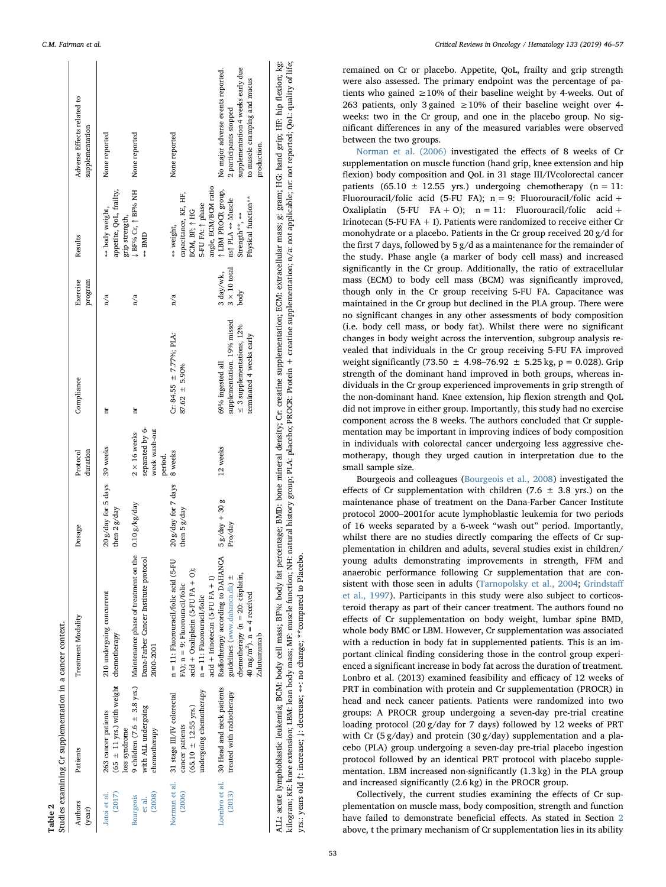**Table 2**
Studies examining Cr supplementation in a cancer context.

| Authors (year) | Patients | Treatment Modality | Dosage | Protocol duration | Compliance | Exercise program | Results | Adverse Effects related to supplementation |
|---|---|---|---|---|---|---|---|---|
| Jatoi et al. (2017) | 263 cancer patients (65 ± 11 yrs.) with weight loss syndrome | 210 undergoing concurrent chemotherapy | 20 g/day for 5 days then 2 g/day | 39 weeks | nr | n/a | ↔ body weight, appetite, QoL, frailty, grip strength, | None reported |
| Bourgeois et al. (2008) | 9 children (7.6 ± 3.8 yrs.) with ALL undergoing chemotherapy | Maintenance phase of treatment on the Dana-Farber Cancer Institute protocol 2000-2001 | 0.10 g/kg/day | 2 × 16 weeks separated by 6-week wash-out period. | nr | n/a | ↓ BF% Cr, ↑ BF% NH ↔ BMD | None reported |
| Norman et al. (2006) | 31 stage III/IV colorectal cancer patients (65.10 ± 12.55 yrs.) undergoing chemotherapy | n = 11: Fluorouracil/folic acid (5-FU FA); n = 9: Fluorouracil/folic acid + Oxaliplatin (5-FU FA + O); n = 11: Fluorouracil/folic acid + Irinotecan (5-FU FA + I) | 20 g/day for 7 days then 5 g/day | 8 weeks | Cr: 84.55 ± 7.77%; PLA: 87.62 ± 5.90% | n/a | ↔ weight, capacitance, KE, HF, BCM, BF; ↑ HG 5-FU FA; ↑ phase angle, ECM/BCM ratio | None reported |
| Lonbro et al. (2013) | 30 Head and neck patients treated with radiotherapy | Radiotherapy according to DAHANCA guidelines (www.dahanca.dk) ± chemotherapy (n = 20: cisplatin, 40 mg/m²). n = 4 received Zalutumumab | 5 g/day + 30 g Pro/day | 12 weeks | 69% ingested all supplementation. 19% missed ≤ 3 supplementations, 12% terminated 4 weeks early | 3 day/wk., 3 × 10 total body | ↑ LBM PROCR group, ns† PLA ↔ Muscle Strength**, ↔ Physical function** | No major adverse events reported. 2 participants stopped supplementation 4 weeks early due to muscle cramping and mucus production. |

ALL: acute lymphoblastic leukemia; BCM: body cell mass; BF%: body fat percentage; BMD: bone mineral density; Cr: creatine supplementation; ECM: extracellular mass; g: gram; HG: hand grip; HF: hip flexion; kg: kilogram; KE: knee extension; LBM: lean body mass; MF: muscle function; NH: natural history group; PLA: placebo; PROCR: Protein + creatine supplementation; n/a: not applicable; nr: not reported; QoL: quality of life; yrs.: years old ↑: increase; ↓: decrease; ↔: no change; **compared to Placebo.

remained on Cr or placebo. Appetite, QoL, frailty and grip strength were also assessed. The primary endpoint was the percentage of patients who gained ≥10% of their baseline weight by 4-weeks. Out of 263 patients, only 3 gained ≥10% of their baseline weight over 4-weeks: two in the Cr group, and one in the placebo group. No significant differences in any of the measured variables were observed between the two groups.

Norman et al. (2006) investigated the effects of 8 weeks of Cr supplementation on muscle function (hand grip, knee extension and hip flexion) body composition and QoL in 31 stage III/IVcolorectal cancer patients (65.10 ± 12.55 yrs.) undergoing chemotherapy (n = 11: Fluorouracil/folic acid (5-FU FA); n = 9: Fluorouracil/folic acid + Oxaliplatin (5-FU FA + O); n = 11: Fluorouracil/folic acid + Irinotecan (5-FU FA + I). Patients were randomized to receive either Cr monohydrate or a placebo. Patients in the Cr group received 20 g/d for the first 7 days, followed by 5 g/d as a maintenance for the remainder of the study. Phase angle (a marker of body cell mass) and increased significantly in the Cr group. Additionally, the ratio of extracellular mass (ECM) to body cell mass (BCM) was significantly improved, though only in the Cr group receiving 5-FU FA. Capacitance was maintained in the Cr group but declined in the PLA group. There were no significant changes in any other assessments of body composition (i.e. body cell mass, or body fat). Whilst there were no significant changes in body weight across the intervention, subgroup analysis revealed that individuals in the Cr group receiving 5-FU FA improved weight significantly (73.50 ± 4.98–76.92 ± 5.25 kg, $p = 0.028$). Grip strength of the dominant hand improved in both groups, whereas individuals in the Cr group experienced improvements in grip strength of the non-dominant hand. Knee extension, hip flexion strength and QoL did not improve in either group. Importantly, this study had no exercise component across the 8 weeks. The authors concluded that Cr supplementation may be important in improving indices of body composition in individuals with colorectal cancer undergoing less aggressive chemotherapy, though they urged caution in interpretation due to the small sample size.

Bourgeois and colleagues (Bourgeois et al., 2008) investigated the effects of Cr supplementation with children (7.6 ± 3.8 yrs.) on the maintenance phase of treatment on the Dana-Farber Cancer Institute protocol 2000–2001for acute lymphoblastic leukemia for two periods of 16 weeks separated by a 6-week "wash out" period. Importantly, whilst there are no studies directly comparing the effects of Cr supplementation in children and adults, several studies exist in children/young adults demonstrating improvements in strength, FFM and anaerobic performance following Cr supplementation that are consistent with those seen in adults (Tarnopolsky et al., 2004; Grindstaff et al., 1997). Participants in this study were also subject to corticosteroid therapy as part of their cancer treatment. The authors found no effects of Cr supplementation on body weight, lumbar spine BMD, whole body BMC or LBM. However, Cr supplementation was associated with a reduction in body fat in supplemented patients. This is an important clinical finding considering those in the control group experienced a significant increase in body fat across the duration of treatment. Lonbro et al. (2013) examined feasibility and efficacy of 12 weeks of PRT in combination with protein and Cr supplementation (PROCR) in head and neck cancer patients. Patients were randomized into two groups: A PROCR group undergoing a seven-day pre-trial creatine loading protocol (20 g/day for 7 days) followed by 12 weeks of PRT with Cr (5 g/day) and protein (30 g/day) supplementation and a placebo (PLA) group undergoing a seven-day pre-trial placebo ingestion protocol followed by an identical PRT protocol with placebo supplementation. LBM increased non-significantly (1.3 kg) in the PLA group and increased significantly (2.6 kg) in the PROCR group.

Collectively, the current studies examining the effects of Cr supplementation on muscle mass, body composition, strength and function have failed to demonstrate beneficial effects. As stated in Section 2 above, t the primary mechanism of Cr supplementation lies in its ability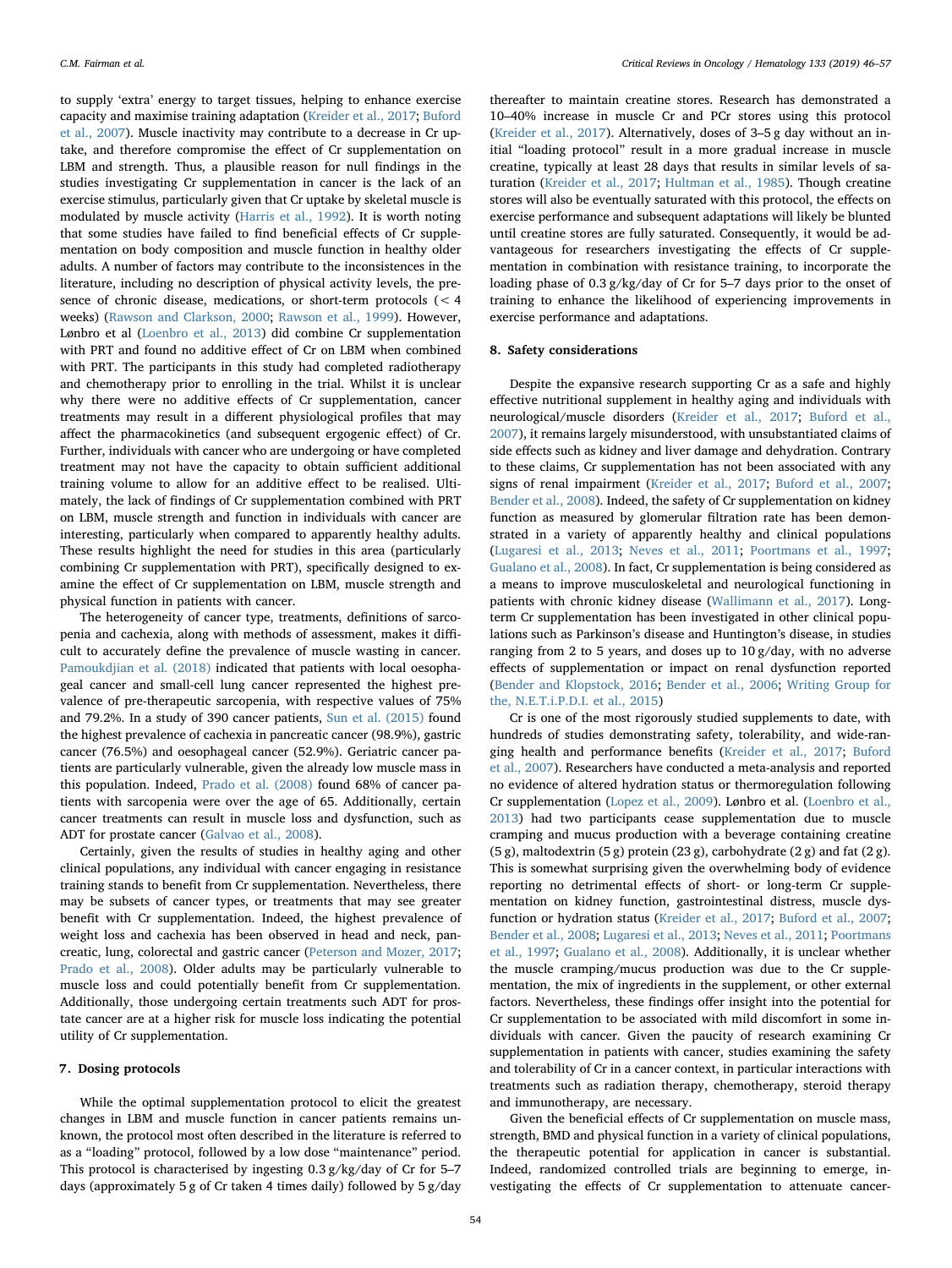to supply 'extra' energy to target tissues, helping to enhance exercise capacity and maximise training adaptation (Kreider et al., 2017; Buford et al., 2007). Muscle inactivity may contribute to a decrease in Cr uptake, and therefore compromise the effect of Cr supplementation on LBM and strength. Thus, a plausible reason for null findings in the studies investigating Cr supplementation in cancer is the lack of an exercise stimulus, particularly given that Cr uptake by skeletal muscle is modulated by muscle activity (Harris et al., 1992). It is worth noting that some studies have failed to find beneficial effects of Cr supplementation on body composition and muscle function in healthy older adults. A number of factors may contribute to the inconsistences in the literature, including no description of physical activity levels, the presence of chronic disease, medications, or short-term protocols (< 4 weeks) (Rawson and Clarkson, 2000; Rawson et al., 1999). However, Lønbro et al (Loenbro et al., 2013) did combine Cr supplementation with PRT and found no additive effect of Cr on LBM when combined with PRT. The participants in this study had completed radiotherapy and chemotherapy prior to enrolling in the trial. Whilst it is unclear why there were no additive effects of Cr supplementation, cancer treatments may result in a different physiological profiles that may affect the pharmacokinetics (and subsequent ergogenic effect) of Cr. Further, individuals with cancer who are undergoing or have completed treatment may not have the capacity to obtain sufficient additional training volume to allow for an additive effect to be realised. Ultimately, the lack of findings of Cr supplementation combined with PRT on LBM, muscle strength and function in individuals with cancer are interesting, particularly when compared to apparently healthy adults. These results highlight the need for studies in this area (particularly combining Cr supplementation with PRT), specifically designed to examine the effect of Cr supplementation on LBM, muscle strength and physical function in patients with cancer.

The heterogeneity of cancer type, treatments, definitions of sarcopenia and cachexia, along with methods of assessment, makes it difficult to accurately define the prevalence of muscle wasting in cancer. Pamoukdjian et al. (2018) indicated that patients with local oesophageal cancer and small-cell lung cancer represented the highest prevalence of pre-therapeutic sarcopenia, with respective values of 75% and 79.2%. In a study of 390 cancer patients, Sun et al. (2015) found the highest prevalence of cachexia in pancreatic cancer (98.9%), gastric cancer (76.5%) and oesophageal cancer (52.9%). Geriatric cancer patients are particularly vulnerable, given the already low muscle mass in this population. Indeed, Prado et al. (2008) found 68% of cancer patients with sarcopenia were over the age of 65. Additionally, certain cancer treatments can result in muscle loss and dysfunction, such as ADT for prostate cancer (Galvao et al., 2008).

Certainly, given the results of studies in healthy aging and other clinical populations, any individual with cancer engaging in resistance training stands to benefit from Cr supplementation. Nevertheless, there may be subsets of cancer types, or treatments that may see greater benefit with Cr supplementation. Indeed, the highest prevalence of weight loss and cachexia has been observed in head and neck, pancreatic, lung, colorectal and gastric cancer (Peterson and Mozer, 2017; Prado et al., 2008). Older adults may be particularly vulnerable to muscle loss and could potentially benefit from Cr supplementation. Additionally, those undergoing certain treatments such ADT for prostate cancer are at a higher risk for muscle loss indicating the potential utility of Cr supplementation.

## 7. Dosing protocols

While the optimal supplementation protocol to elicit the greatest changes in LBM and muscle function in cancer patients remains unknown, the protocol most often described in the literature is referred to as a "loading" protocol, followed by a low dose "maintenance" period. This protocol is characterised by ingesting 0.3 g/kg/day of Cr for 5–7 days (approximately 5 g of Cr taken 4 times daily) followed by 5 g/day thereafter to maintain creatine stores. Research has demonstrated a 10–40% increase in muscle Cr and PCr stores using this protocol (Kreider et al., 2017). Alternatively, doses of 3–5 g day without an initial "loading protocol" result in a more gradual increase in muscle creatine, typically at least 28 days that results in similar levels of saturation (Kreider et al., 2017; Hultman et al., 1985). Though creatine stores will also be eventually saturated with this protocol, the effects on exercise performance and subsequent adaptations will likely be blunted until creatine stores are fully saturated. Consequently, it would be advantageous for researchers investigating the effects of Cr supplementation in combination with resistance training, to incorporate the loading phase of 0.3 g/kg/day of Cr for 5–7 days prior to the onset of training to enhance the likelihood of experiencing improvements in exercise performance and adaptations.

## 8. Safety considerations

Despite the expansive research supporting Cr as a safe and highly effective nutritional supplement in healthy aging and individuals with neurological/muscle disorders (Kreider et al., 2017; Buford et al., 2007), it remains largely misunderstood, with unsubstantiated claims of side effects such as kidney and liver damage and dehydration. Contrary to these claims, Cr supplementation has not been associated with any signs of renal impairment (Kreider et al., 2017; Buford et al., 2007; Bender et al., 2008). Indeed, the safety of Cr supplementation on kidney function as measured by glomerular filtration rate has been demonstrated in a variety of apparently healthy and clinical populations (Lugaresi et al., 2013; Neves et al., 2011; Poortmans et al., 1997; Gualano et al., 2008). In fact, Cr supplementation is being considered as a means to improve musculoskeletal and neurological functioning in patients with chronic kidney disease (Wallimann et al., 2017). Long-term Cr supplementation has been investigated in other clinical populations such as Parkinson's disease and Huntington's disease, in studies ranging from 2 to 5 years, and doses up to 10 g/day, with no adverse effects of supplementation or impact on renal dysfunction reported (Bender and Klopstock, 2016; Bender et al., 2006; Writing Group for the, N.E.T.i.P.D.I. et al., 2015)

Cr is one of the most rigorously studied supplements to date, with hundreds of studies demonstrating safety, tolerability, and wide-ranging health and performance benefits (Kreider et al., 2017; Buford et al., 2007). Researchers have conducted a meta-analysis and reported no evidence of altered hydration status or thermoregulation following Cr supplementation (Lopez et al., 2009). Lønbro et al. (Loenbro et al., 2013) had two participants cease supplementation due to muscle cramping and mucus production with a beverage containing creatine (5 g), maltodextrin (5 g) protein (23 g), carbohydrate (2 g) and fat (2 g). This is somewhat surprising given the overwhelming body of evidence reporting no detrimental effects of short- or long-term Cr supplementation on kidney function, gastrointestinal distress, muscle dysfunction or hydration status (Kreider et al., 2017; Buford et al., 2007; Bender et al., 2008; Lugaresi et al., 2013; Neves et al., 2011; Poortmans et al., 1997; Gualano et al., 2008). Additionally, it is unclear whether the muscle cramping/mucus production was due to the Cr supplementation, the mix of ingredients in the supplement, or other external factors. Nevertheless, these findings offer insight into the potential for Cr supplementation to be associated with mild discomfort in some individuals with cancer. Given the paucity of research examining Cr supplementation in patients with cancer, studies examining the safety and tolerability of Cr in a cancer context, in particular interactions with treatments such as radiation therapy, chemotherapy, steroid therapy and immunotherapy, are necessary.

Given the beneficial effects of Cr supplementation on muscle mass, strength, BMD and physical function in a variety of clinical populations, the therapeutic potential for application in cancer is substantial. Indeed, randomized controlled trials are beginning to emerge, investigating the effects of Cr supplementation to attenuate cancer-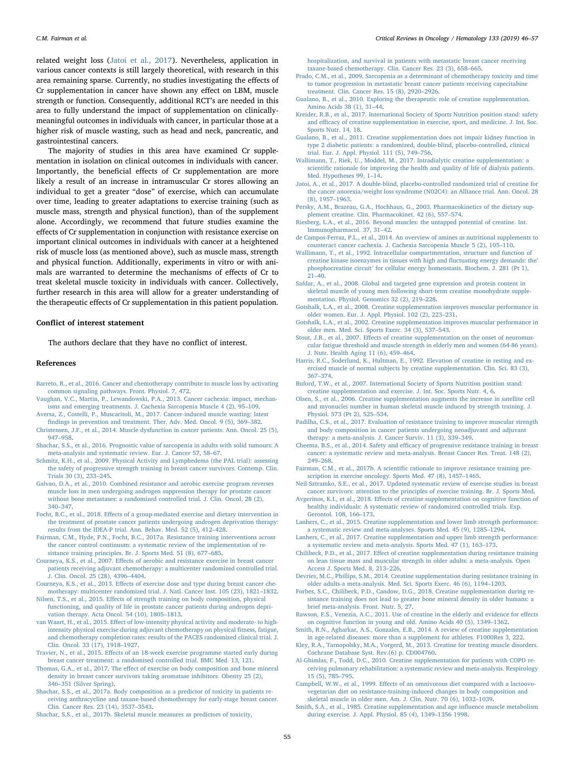related weight loss (Jatoi et al., 2017). Nevertheless, application in various cancer contexts is still largely theoretical, with research in this area remaining sparse. Currently, no studies investigating the effects of Cr supplementation in cancer have shown any effect on LBM, muscle strength or function. Consequently, additional RCT's are needed in this area to fully understand the impact of supplementation on clinically-meaningful outcomes in individuals with cancer, in particular those at a higher risk of muscle wasting, such as head and neck, pancreatic, and gastrointestinal cancers.

The majority of studies in this area have examined Cr supplementation in isolation on clinical outcomes in individuals with cancer. Importantly, the beneficial effects of Cr supplementation are more likely a result of an increase in intramuscular Cr stores allowing an individual to get a greater "dose" of exercise, which can accumulate over time, leading to greater adaptations to exercise training (such as muscle mass, strength and physical function), than of the supplement alone. Accordingly, we recommend that future studies examine the effects of Cr supplementation in conjunction with resistance exercise on important clinical outcomes in individuals with cancer at a heightened risk of muscle loss (as mentioned above), such as muscle mass, strength and physical function. Additionally, experiments in vitro or with animals are warranted to determine the mechanisms of effects of Cr to treat skeletal muscle toxicity in individuals with cancer. Collectively, further research in this area will allow for a greater understanding of the therapeutic effects of Cr supplementation in this patient population.

## Conflict of interest statement

The authors declare that they have no conflict of interest.

## References

Barreto, R., et al., 2016. Cancer and chemotherapy contribute to muscle loss by activating common signaling pathways. Front. Physiol. 7, 472.

Vaughan, V.C., Martin, P., Lewandowski, P.A., 2013. Cancer cachexia: impact, mechanisms and emerging treatments. J. Cachexia Sarcopenia Muscle 4 (2), 95–109.

Aversa, Z., Costelli, P., Muscaritoli, M., 2017. Cancer-induced muscle wasting: latest findings in prevention and treatment. Ther. Adv. Med. Oncol. 9 (5), 369–382.

Christensen, J.F., et al., 2014. Muscle dysfunction in cancer patients. Ann. Oncol. 25 (5), 947–958.

Shachar, S.S., et al., 2016. Prognostic value of sarcopenia in adults with solid tumours: A meta-analysis and systematic review. Eur. J. Cancer 57, 58–67.

Schmitz, K.H., et al., 2009. Physical Activity and Lymphedema (the PAL trial): assessing the safety of progressive strength training in breast cancer survivors. Contemp. Clin. Trials 30 (3), 233–245.

Galvao, D.A., et al., 2010. Combined resistance and aerobic exercise program reverses muscle loss in men undergoing androgen suppression therapy for prostate cancer without bone metastases: a randomized controlled trial. J. Clin. Oncol. 28 (2), 340–347.

Focht, B.C., et al., 2018. Effects of a group-mediated exercise and dietary intervention in the treatment of prostate cancer patients undergoing androgen deprivation therapy: results from the IDEA-P trial. Ann. Behav. Med. 52 (5), 412–428.

Fairman, C.M., Hyde, P.N., Focht, B.C., 2017a. Resistance training interventions across the cancer control continuum: a systematic review of the implementation of resistance training principles. Br. J. Sports Med. 51 (8), 677–685.

Courneya, K.S., et al., 2007. Effects of aerobic and resistance exercise in breast cancer patients receiving adjuvant chemotherapy: a multicenter randomized controlled trial. J. Clin. Oncol. 25 (28), 4396–4404.

Courneya, K.S., et al., 2013. Effects of exercise dose and type during breast cancer chemotherapy: multicenter randomized trial. J. Natl. Cancer Inst. 105 (23), 1821–1832.

Nilsen, T.S., et al., 2015. Effects of strength training on body composition, physical functioning, and quality of life in prostate cancer patients during androgen deprivation therapy. Acta Oncol. 54 (10), 1805–1813.

van Waart, H., et al., 2015. Effect of low-intensity physical activity and moderate- to high-intensity physical exercise during adjuvant chemotherapy on physical fitness, fatigue, and chemotherapy completion rates: results of the PACES randomized clinical trial. J. Clin. Oncol. 33 (17), 1918–1927.

Travier, N., et al., 2015. Effects of an 18-week exercise programme started early during breast cancer treatment: a randomised controlled trial. BMC Med. 13, 121.

Thomas, G.A., et al., 2017. The effect of exercise on body composition and bone mineral density in breast cancer survivors taking aromatase inhibitors. Obesity 25 (2), 346–351 (Silver Spring).

Shachar, S.S., et al., 2017a. Body composition as a predictor of toxicity in patients receiving anthracycline and taxane-based chemotherapy for early-stage breast cancer. Clin. Cancer Res. 23 (14), 3537–3543.

Shachar, S.S., et al., 2017b. Skeletal muscle measures as predictors of toxicity, hospitalization, and survival in patients with metastatic breast cancer receiving taxane-based chemotherapy. Clin. Cancer Res. 23 (3), 658–665.

Prado, C.M., et al., 2009. Sarcopenia as a determinant of chemotherapy toxicity and time to tumor progression in metastatic breast cancer patients receiving capecitabine treatment. Clin. Cancer Res. 15 (8), 2920–2926.

Gualano, B., et al., 2010. Exploring the therapeutic role of creatine supplementation. Amino Acids 38 (1), 31–44.

Kreider, R.B., et al., 2017. International Society of Sports Nutrition position stand: safety and efficacy of creatine supplementation in exercise, sport, and medicine. J. Int. Soc. Sports Nutr. 14, 18.

Gualano, B., et al., 2011. Creatine supplementation does not impair kidney function in type 2 diabetic patients: a randomized, double-blind, placebo-controlled, clinical trial. Eur. J. Appl. Physiol. 111 (5), 749–756.

Wallimann, T., Riek, U., Moddel, M., 2017. Intradialytic creatine supplementation: a scientific rationale for improving the health and quality of life of dialysis patients. Med. Hypotheses 99, 1–14.

Jatoi, A., et al., 2017. A double-blind, placebo-controlled randomized trial of creatine for the cancer anorexia/weight loss syndrome (N02C4): an Alliance trial. Ann. Oncol. 28 (8), 1957–1963.

Persky, A.M., Brazeau, G.A., Hochhaus, G., 2003. Pharmacokinetics of the dietary supplement creatine. Clin. Pharmacokinet. 42 (6), 557–574.

Riesberg, L.A., et al., 2016. Beyond muscles: the untapped potential of creatine. Int. Immunopharmacol. 37, 31–42.

de Campos-Ferraz, P.L., et al., 2014. An overview of amines as nutritional supplements to counteract cancer cachexia. J. Cachexia Sarcopenia Muscle 5 (2), 105–110.

Wallimann, T., et al., 1992. Intracellular compartmentation, structure and function of creatine kinase isoenzymes in tissues with high and fluctuating energy demands: the' phosphocreatine circuit' for cellular energy homeostasis. Biochem. J. 281 (Pt 1), 21–40.

Safdar, A., et al., 2008. Global and targeted gene expression and protein content in skeletal muscle of young men following short-term creatine monohydrate supplementation. Physiol. Genomics 32 (2), 219–228.

Gotshalk, L.A., et al., 2008. Creatine supplementation improves muscular performance in older women. Eur. J. Appl. Physiol. 102 (2), 223–231.

Gotshalk, L.A., et al., 2002. Creatine supplementation improves muscular performance in older men. Med. Sci. Sports Exerc. 34 (3), 537–543.

Stout, J.R., et al., 2007. Effects of creatine supplementation on the onset of neuromuscular fatigue threshold and muscle strength in elderly men and women (64-86 years). J. Nutr. Health Aging 11 (6), 459–464.

Harris, R.C., Soderlund, K., Hultman, E., 1992. Elevation of creatine in resting and exercised muscle of normal subjects by creatine supplementation. Clin. Sci. 83 (3), 367–374.

Buford, T.W., et al., 2007. International Society of Sports Nutrition position stand: creatine supplementation and exercise. J. Int. Soc. Sports Nutr. 4, 6.

Olsen, S., et al., 2006. Creatine supplementation augments the increase in satellite cell and myonuclei number in human skeletal muscle induced by strength training. J. Physiol. 573 (Pt 2), 525–534.

Padilha, C.S., et al., 2017. Evaluation of resistance training to improve muscular strength and body composition in cancer patients undergoing neoadjuvant and adjuvant therapy: a meta-analysis. J. Cancer Surviv. 11 (3), 339–349.

Cheema, B.S., et al., 2014. Safety and efficacy of progressive resistance training in breast cancer: a systematic review and meta-analysis. Breast Cancer Res. Treat. 148 (2), 249–268.

Fairman, C.M., et al., 2017b. A scientific rationale to improve resistance training prescription in exercise oncology. Sports Med. 47 (8), 1457–1465.

Neil-Sztramko, S.E., et al., 2017. Updated systematic review of exercise studies in breast cancer survivors: attention to the principles of exercise training. Br. J. Sports Med.

Avgerinos, K.I., et al., 2018. Effects of creatine supplementation on cognitive function of healthy individuals: A systematic review of randomized controlled trials. Exp. Gerontol. 108, 166–173.

Lanhers, C., et al., 2015. Creatine supplementation and lower limb strength performance: a systematic review and meta-analyses. Sports Med. 45 (9), 1285–1294.

Lanhers, C., et al., 2017. Creatine supplementation and upper limb strength performance: a systematic review and meta-analysis. Sports Med. 47 (1), 163–173.

Chilibeck, P.D., et al., 2017. Effect of creatine supplementation during resistance training on lean tissue mass and muscular strength in older adults: a meta-analysis. Open Access J. Sports Med. 8, 213–226.

Devries, M.C., Phillips, S.M., 2014. Creatine supplementation during resistance training in older adults-a meta-analysis. Med. Sci. Sports Exerc. 46 (6), 1194–1203.

Forbes, S.C., Chilibeck, P.D., Candow, D.G., 2018. Creatine supplementation during resistance training does not lead to greater bone mineral density in older humans: a brief meta-analysis. Front. Nutr. 5, 27.

Rawson, E.S., Venezia, A.C., 2011. Use of creatine in the elderly and evidence for effects on cognitive function in young and old. Amino Acids 40 (5), 1349–1362.

Smith, R.N., Agharkar, A.S., Gonzales, E.B., 2014. A review of creatine supplementation in age-related diseases: more than a supplement for athletes. F1000Res 3, 222.

Kley, R.A., Tarnopolsky, M.A., Vorgerd, M., 2013. Creatine for treating muscle disorders. Cochrane Database Syst. Rev.(6) p. CD004760.

Al-Ghimlas, F., Todd, D.C., 2010. Creatine supplementation for patients with COPD receiving pulmonary rehabilitation: a systematic review and meta-analysis. Respirology 15 (5), 785–795.

Campbell, W.W., et al., 1999. Effects of an omnivorous diet compared with a lactoovo-vegetarian diet on resistance-training-induced changes in body composition and skeletal muscle in older men. Am. J. Clin. Nutr. 70 (6), 1032–1039.

Smith, S.A., et al., 1985. Creatine supplementation and age influence muscle metabolism during exercise. J. Appl. Physiol. 85 (4), 1349–1356 1998.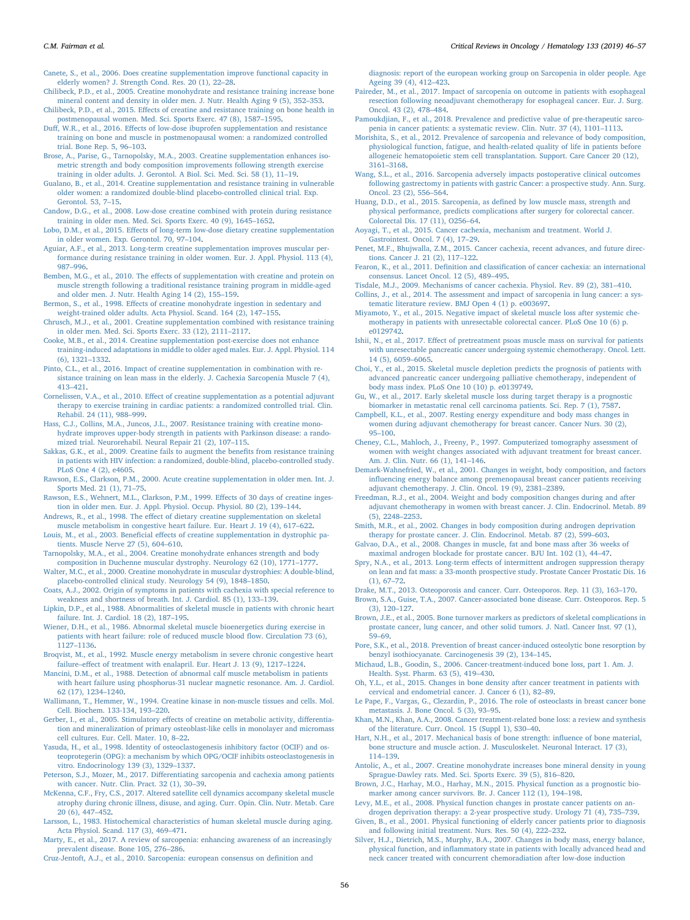Canete, S., et al., 2006. Does creatine supplementation improve functional capacity in elderly women? J. Strength Cond. Res. 20 (1), 22–28.

Chilibeck, P.D., et al., 2005. Creatine monohydrate and resistance training increase bone mineral content and density in older men. J. Nutr. Health Aging 9 (5), 352–353.

Chilibeck, P.D., et al., 2015. Effects of creatine and resistance training on bone health in postmenopausal women. Med. Sci. Sports Exerc. 47 (8), 1587–1595.

Duff, W.R., et al., 2016. Effects of low-dose ibuprofen supplementation and resistance training on bone and muscle in postmenopausal women: a randomized controlled trial. Bone Rep. 5, 96–103.

Brose, A., Parise, G., Tarnopolsky, M.A., 2003. Creatine supplementation enhances isometric strength and body composition improvements following strength exercise training in older adults. J. Gerontol. A Biol. Sci. Med. Sci. 58 (1), 11–19.

Gualano, B., et al., 2014. Creatine supplementation and resistance training in vulnerable older women: a randomized double-blind placebo-controlled clinical trial. Exp. Gerontol. 53, 7–15.

Candow, D.G., et al., 2008. Low-dose creatine combined with protein during resistance training in older men. Med. Sci. Sports Exerc. 40 (9), 1645–1652.

Lobo, D.M., et al., 2015. Effects of long-term low-dose dietary creatine supplementation in older women. Exp. Gerontol. 70, 97–104.

Aguiar, A.F., et al., 2013. Long-term creatine supplementation improves muscular performance during resistance training in older women. Eur. J. Appl. Physiol. 113 (4), 987–996.

Bemben, M.G., et al., 2010. The effects of supplementation with creatine and protein on muscle strength following a traditional resistance training program in middle-aged and older men. J. Nutr. Health Aging 14 (2), 155–159.

Bermon, S., et al., 1998. Effects of creatine monohydrate ingestion in sedentary and weight-trained older adults. Acta Physiol. Scand. 164 (2), 147–155.

Chrusch, M.J., et al., 2001. Creatine supplementation combined with resistance training in older men. Med. Sci. Sports Exerc. 33 (12), 2111–2117.

Cooke, M.B., et al., 2014. Creatine supplementation post-exercise does not enhance training-induced adaptations in middle to older aged males. Eur. J. Appl. Physiol. 114 (6), 1321–1332.

Pinto, C.L., et al., 2016. Impact of creatine supplementation in combination with resistance training on lean mass in the elderly. J. Cachexia Sarcopenia Muscle 7 (4), 413–421.

Cornelissen, V.A., et al., 2010. Effect of creatine supplementation as a potential adjuvant therapy to exercise training in cardiac patients: a randomized controlled trial. Clin. Rehabil. 24 (11), 988–999.

Hass, C.J., Collins, M.A., Juncos, J.L., 2007. Resistance training with creatine monohydrate improves upper-body strength in patients with Parkinson disease: a randomized trial. Neurorehabil. Neural Repair 21 (2), 107–115.

Sakkas, G.K., et al., 2009. Creatine fails to augment the benefits from resistance training in patients with HIV infection: a randomized, double-blind, placebo-controlled study. PLoS One 4 (2), e4605.

Rawson, E.S., Clarkson, P.M., 2000. Acute creatine supplementation in older men. Int. J. Sports Med. 21 (1), 71–75.

Rawson, E.S., Wehnert, M.L., Clarkson, P.M., 1999. Effects of 30 days of creatine ingestion in older men. Eur. J. Appl. Physiol. Occup. Physiol. 80 (2), 139–144.

Andrews, R., et al., 1998. The effect of dietary creatine supplementation on skeletal muscle metabolism in congestive heart failure. Eur. Heart J. 19 (4), 617–622.

Louis, M., et al., 2003. Beneficial effects of creatine supplementation in dystrophic patients. Muscle Nerve 27 (5), 604–610.

Tarnopolsky, M.A., et al., 2004. Creatine monohydrate enhances strength and body composition in Duchenne muscular dystrophy. Neurology 62 (10), 1771–1777.

Walter, M.C., et al., 2000. Creatine monohydrate in muscular dystrophies: A double-blind, placebo-controlled clinical study. Neurology 54 (9), 1848–1850.

Coats, A.J., 2002. Origin of symptoms in patients with cachexia with special reference to weakness and shortness of breath. Int. J. Cardiol. 85 (1), 133–139.

Lipkin, D.P., et al., 1988. Abnormalities of skeletal muscle in patients with chronic heart failure. Int. J. Cardiol. 18 (2), 187–195.

Wiener, D.H., et al., 1986. Abnormal skeletal muscle bioenergetics during exercise in patients with heart failure: role of reduced muscle blood flow. Circulation 73 (6), 1127–1136.

Broqvist, M., et al., 1992. Muscle energy metabolism in severe chronic congestive heart failure–effect of treatment with enalapril. Eur. Heart J. 13 (9), 1217–1224.

Mancini, D.M., et al., 1988. Detection of abnormal calf muscle metabolism in patients with heart failure using phosphorus-31 nuclear magnetic resonance. Am. J. Cardiol. 62 (17), 1234–1240.

Wallimann, T., Hemmer, W., 1994. Creatine kinase in non-muscle tissues and cells. Mol. Cell. Biochem. 133-134, 193–220.

Gerber, I., et al., 2005. Stimulatory effects of creatine on metabolic activity, differentiation and mineralization of primary osteoblast-like cells in monolayer and micromass cell cultures. Eur. Cell. Mater. 10, 8–22.

Yasuda, H., et al., 1998. Identity of osteoclastogenesis inhibitory factor (OCIF) and osteoprotegerin (OPG): a mechanism by which OPG/OCIF inhibits osteoclastogenesis in vitro. Endocrinology 139 (3), 1329–1337.

Peterson, S.J., Mozer, M., 2017. Differentiating sarcopenia and cachexia among patients with cancer. Nutr. Clin. Pract. 32 (1), 30–39.

McKenna, C.F., Fry, C.S., 2017. Altered satellite cell dynamics accompany skeletal muscle atrophy during chronic illness, disuse, and aging. Curr. Opin. Clin. Nutr. Metab. Care 20 (6), 447–452.

Larsson, L., 1983. Histochemical characteristics of human skeletal muscle during aging. Acta Physiol. Scand. 117 (3), 469–471.

Marty, E., et al., 2017. A review of sarcopenia: enhancing awareness of an increasingly prevalent disease. Bone 105, 276–286.

Cruz-Jentoft, A.J., et al., 2010. Sarcopenia: european consensus on definition and diagnosis: report of the european working group on Sarcopenia in older people. Age Ageing 39 (4), 412–423.

Paireder, M., et al., 2017. Impact of sarcopenia on outcome in patients with esophageal resection following neoadjuvant chemotherapy for esophageal cancer. Eur. J. Surg. Oncol. 43 (2), 478–484.

Pamoukdjian, F., et al., 2018. Prevalence and predictive value of pre-therapeutic sarcopenia in cancer patients: a systematic review. Clin. Nutr. 37 (4), 1101–1113.

Morishita, S., et al., 2012. Prevalence of sarcopenia and relevance of body composition, physiological function, fatigue, and health-related quality of life in patients before allogeneic hematopoietic stem cell transplantation. Support. Care Cancer 20 (12), 3161–3168.

Wang, S.L., et al., 2016. Sarcopenia adversely impacts postoperative clinical outcomes following gastrectomy in patients with gastric Cancer: a prospective study. Ann. Surg. Oncol. 23 (2), 556–564.

Huang, D.D., et al., 2015. Sarcopenia, as defined by low muscle mass, strength and physical performance, predicts complications after surgery for colorectal cancer. Colorectal Dis. 17 (11), O256–64.

Aoyagi, T., et al., 2015. Cancer cachexia, mechanism and treatment. World J. Gastrointest. Oncol. 7 (4), 17–29.

Penet, M.F., Bhujwalla, Z.M., 2015. Cancer cachexia, recent advances, and future directions. Cancer J. 21 (2), 117–122.

Fearon, K., et al., 2011. Definition and classification of cancer cachexia: an international consensus. Lancet Oncol. 12 (5), 489–495.

Tisdale, M.J., 2009. Mechanisms of cancer cachexia. Physiol. Rev. 89 (2), 381–410.

Collins, J., et al., 2014. The assessment and impact of sarcopenia in lung cancer: a systematic literature review. BMJ Open 4 (1) p. e003697.

Miyamoto, Y., et al., 2015. Negative impact of skeletal muscle loss after systemic chemotherapy in patients with unresectable colorectal cancer. PLoS One 10 (6) p. e0129742.

Ishii, N., et al., 2017. Effect of pretreatment psoas muscle mass on survival for patients with unresectable pancreatic cancer undergoing systemic chemotherapy. Oncol. Lett. 14 (5), 6059–6065.

Choi, Y., et al., 2015. Skeletal muscle depletion predicts the prognosis of patients with advanced pancreatic cancer undergoing palliative chemotherapy, independent of body mass index. PLoS One 10 (10) p. e0139749.

Gu, W., et al., 2017. Early skeletal muscle loss during target therapy is a prognostic biomarker in metastatic renal cell carcinoma patients. Sci. Rep. 7 (1), 7587.

Campbell, K.L., et al., 2007. Resting energy expenditure and body mass changes in women during adjuvant chemotherapy for breast cancer. Cancer Nurs. 30 (2), 95–100.

Cheney, C.L., Mahloch, J., Freeny, P., 1997. Computerized tomography assessment of women with weight changes associated with adjuvant treatment for breast cancer. Am. J. Clin. Nutr. 66 (1), 141–146.

Demark-Wahnefried, W., et al., 2001. Changes in weight, body composition, and factors influencing energy balance among premenopausal breast cancer patients receiving adjuvant chemotherapy. J. Clin. Oncol. 19 (9), 2381–2389.

Freedman, R.J., et al., 2004. Weight and body composition changes during and after adjuvant chemotherapy in women with breast cancer. J. Clin. Endocrinol. Metab. 89 (5), 2248–2253.

Smith, M.R., et al., 2002. Changes in body composition during androgen deprivation therapy for prostate cancer. J. Clin. Endocrinol. Metab. 87 (2), 599–603.

Galvao, D.A., et al., 2008. Changes in muscle, fat and bone mass after 36 weeks of maximal androgen blockade for prostate cancer. BJU Int. 102 (1), 44–47.

Spry, N.A., et al., 2013. Long-term effects of intermittent androgen suppression therapy on lean and fat mass: a 33-month prospective study. Prostate Cancer Prostatic Dis. 16 (1), 67–72.

Drake, M.T., 2013. Osteoporosis and cancer. Curr. Osteoporos. Rep. 11 (3), 163–170.

Brown, S.A., Guise, T.A., 2007. Cancer-associated bone disease. Curr. Osteoporos. Rep. 5 (3), 120–127.

Brown, J.E., et al., 2005. Bone turnover markers as predictors of skeletal complications in prostate cancer, lung cancer, and other solid tumors. J. Natl. Cancer Inst. 97 (1), 59–69.

Pore, S.K., et al., 2018. Prevention of breast cancer-induced osteolytic bone resorption by benzyl isothiocyanate. Carcinogenesis 39 (2), 134–145.

Michaud, L.B., Goodin, S., 2006. Cancer-treatment-induced bone loss, part 1. Am. J. Health. Syst. Pharm. 63 (5), 419–430.

Oh, Y.L., et al., 2015. Changes in bone density after cancer treatment in patients with cervical and endometrial cancer. J. Cancer 6 (1), 82–89.

Le Pape, F., Vargas, G., Clezardin, P., 2016. The role of osteoclasts in breast cancer bone metastasis. J. Bone Oncol. 5 (3), 93–95.

Khan, M.N., Khan, A.A., 2008. Cancer treatment-related bone loss: a review and synthesis of the literature. Curr. Oncol. 15 (Suppl 1), S30–40.

Hart, N.H., et al., 2017. Mechanical basis of bone strength: influence of bone material, bone structure and muscle action. J. Musculoskelet. Neuronal Interact. 17 (3), 114–139.

Antolic, A., et al., 2007. Creatine monohydrate increases bone mineral density in young Sprague-Dawley rats. Med. Sci. Sports Exerc. 39 (5), 816–820.

Brown, J.C., Harhay, M.O., Harhay, M.N., 2015. Physical function as a prognostic biomarker among cancer survivors. Br. J. Cancer 112 (1), 194–198.

Levy, M.E., et al., 2008. Physical function changes in prostate cancer patients on androgen deprivation therapy: a 2-year prospective study. Urology 71 (4), 735–739.

Given, B., et al., 2001. Physical functioning of elderly cancer patients prior to diagnosis and following initial treatment. Nurs. Res. 50 (4), 222–232.

Silver, H.J., Dietrich, M.S., Murphy, B.A., 2007. Changes in body mass, energy balance, physical function, and inflammatory state in patients with locally advanced head and neck cancer treated with concurrent chemoradiation after low-dose induction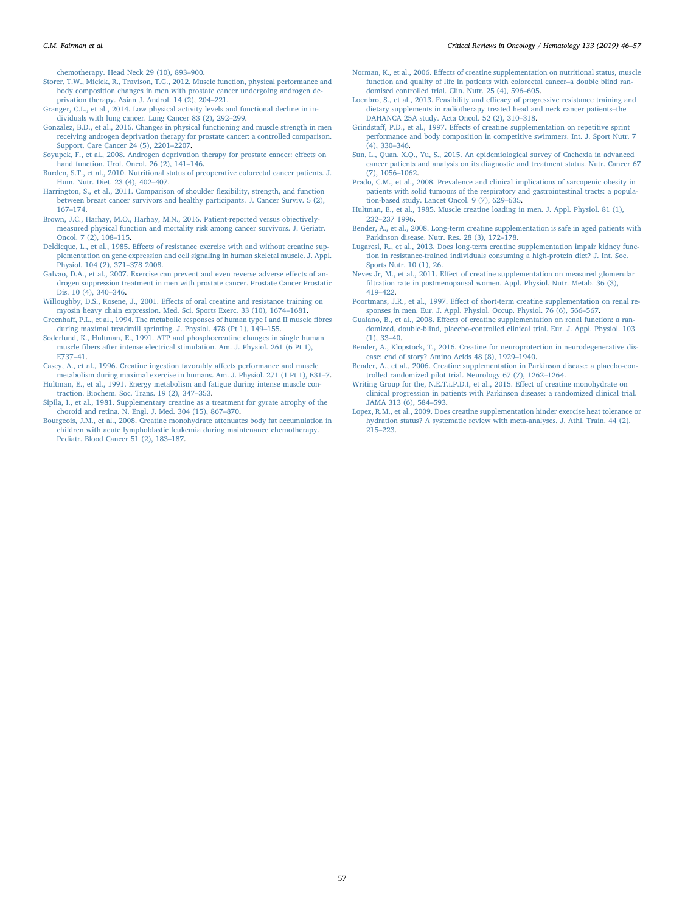chemotherapy. Head Neck 29 (10), 893–900.

Storer, T.W., Miciek, R., Travison, T.G., 2012. Muscle function, physical performance and body composition changes in men with prostate cancer undergoing androgen deprivation therapy. Asian J. Androl. 14 (2), 204–221.

Granger, C.L., et al., 2014. Low physical activity levels and functional decline in individuals with lung cancer. Lung Cancer 83 (2), 292–299.

Gonzalez, B.D., et al., 2016. Changes in physical functioning and muscle strength in men receiving androgen deprivation therapy for prostate cancer: a controlled comparison. Support. Care Cancer 24 (5), 2201–2207.

Soyupek, F., et al., 2008. Androgen deprivation therapy for prostate cancer: effects on hand function. Urol. Oncol. 26 (2), 141–146.

Burden, S.T., et al., 2010. Nutritional status of preoperative colorectal cancer patients. J. Hum. Nutr. Diet. 23 (4), 402–407.

Harrington, S., et al., 2011. Comparison of shoulder flexibility, strength, and function between breast cancer survivors and healthy participants. J. Cancer Surviv. 5 (2), 167–174.

Brown, J.C., Harhay, M.O., Harhay, M.N., 2016. Patient-reported versus objectively-measured physical function and mortality risk among cancer survivors. J. Geriatr. Oncol. 7 (2), 108–115.

Deldicque, L., et al., 1985. Effects of resistance exercise with and without creatine supplementation on gene expression and cell signaling in human skeletal muscle. J. Appl. Physiol. 104 (2), 371–378 2008.

Galvao, D.A., et al., 2007. Exercise can prevent and even reverse adverse effects of androgen suppression treatment in men with prostate cancer. Prostate Cancer Prostatic Dis. 10 (4), 340–346.

Willoughby, D.S., Rosene, J., 2001. Effects of oral creatine and resistance training on myosin heavy chain expression. Med. Sci. Sports Exerc. 33 (10), 1674–1681.

Greenhaff, P.L., et al., 1994. The metabolic responses of human type I and II muscle fibres during maximal treadmill sprinting. J. Physiol. 478 (Pt 1), 149–155.

Soderlund, K., Hultman, E., 1991. ATP and phosphocreatine changes in single human muscle fibers after intense electrical stimulation. Am. J. Physiol. 261 (6 Pt 1), E737–41.

Casey, A., et al., 1996. Creatine ingestion favorably affects performance and muscle metabolism during maximal exercise in humans. Am. J. Physiol. 271 (1 Pt 1), E31–7.

Hultman, E., et al., 1991. Energy metabolism and fatigue during intense muscle contraction. Biochem. Soc. Trans. 19 (2), 347–353.

Sipila, I., et al., 1981. Supplementary creatine as a treatment for gyrate atrophy of the choroid and retina. N. Engl. J. Med. 304 (15), 867–870.

Bourgeois, J.M., et al., 2008. Creatine monohydrate attenuates body fat accumulation in children with acute lymphoblastic leukemia during maintenance chemotherapy. Pediatr. Blood Cancer 51 (2), 183–187.

Norman, K., et al., 2006. Effects of creatine supplementation on nutritional status, muscle function and quality of life in patients with colorectal cancer–a double blind randomised controlled trial. Clin. Nutr. 25 (4), 596–605.

Loenbro, S., et al., 2013. Feasibility and efficacy of progressive resistance training and dietary supplements in radiotherapy treated head and neck cancer patients–the DAHANCA 25A study. Acta Oncol. 52 (2), 310–318.

Grindstaff, P.D., et al., 1997. Effects of creatine supplementation on repetitive sprint performance and body composition in competitive swimmers. Int. J. Sport Nutr. 7 (4), 330–346.

Sun, L., Quan, X.Q., Yu, S., 2015. An epidemiological survey of Cachexia in advanced cancer patients and analysis on its diagnostic and treatment status. Nutr. Cancer 67 (7), 1056–1062.

Prado, C.M., et al., 2008. Prevalence and clinical implications of sarcopenic obesity in patients with solid tumours of the respiratory and gastrointestinal tracts: a population-based study. Lancet Oncol. 9 (7), 629–635.

Hultman, E., et al., 1985. Muscle creatine loading in men. J. Appl. Physiol. 81 (1), 232–237 1996.

Bender, A., et al., 2008. Long-term creatine supplementation is safe in aged patients with Parkinson disease. Nutr. Res. 28 (3), 172–178.

Lugaresi, R., et al., 2013. Does long-term creatine supplementation impair kidney function in resistance-trained individuals consuming a high-protein diet? J. Int. Soc. Sports Nutr. 10 (1), 26.

Neves Jr, M., et al., 2011. Effect of creatine supplementation on measured glomerular filtration rate in postmenopausal women. Appl. Physiol. Nutr. Metab. 36 (3), 419–422.

Poortmans, J.R., et al., 1997. Effect of short-term creatine supplementation on renal responses in men. Eur. J. Appl. Physiol. Occup. Physiol. 76 (6), 566–567.

Gualano, B., et al., 2008. Effects of creatine supplementation on renal function: a randomized, double-blind, placebo-controlled clinical trial. Eur. J. Appl. Physiol. 103 (1), 33–40.

Bender, A., Klopstock, T., 2016. Creatine for neuroprotection in neurodegenerative disease: end of story? Amino Acids 48 (8), 1929–1940.

Bender, A., et al., 2006. Creatine supplementation in Parkinson disease: a placebo-controlled randomized pilot trial. Neurology 67 (7), 1262–1264.

Writing Group for the, N.E.T.i.P.D.I, et al., 2015. Effect of creatine monohydrate on clinical progression in patients with Parkinson disease: a randomized clinical trial. JAMA 313 (6), 584–593.

Lopez, R.M., et al., 2009. Does creatine supplementation hinder exercise heat tolerance or hydration status? A systematic review with meta-analyses. J. Athl. Train. 44 (2), 215–223.